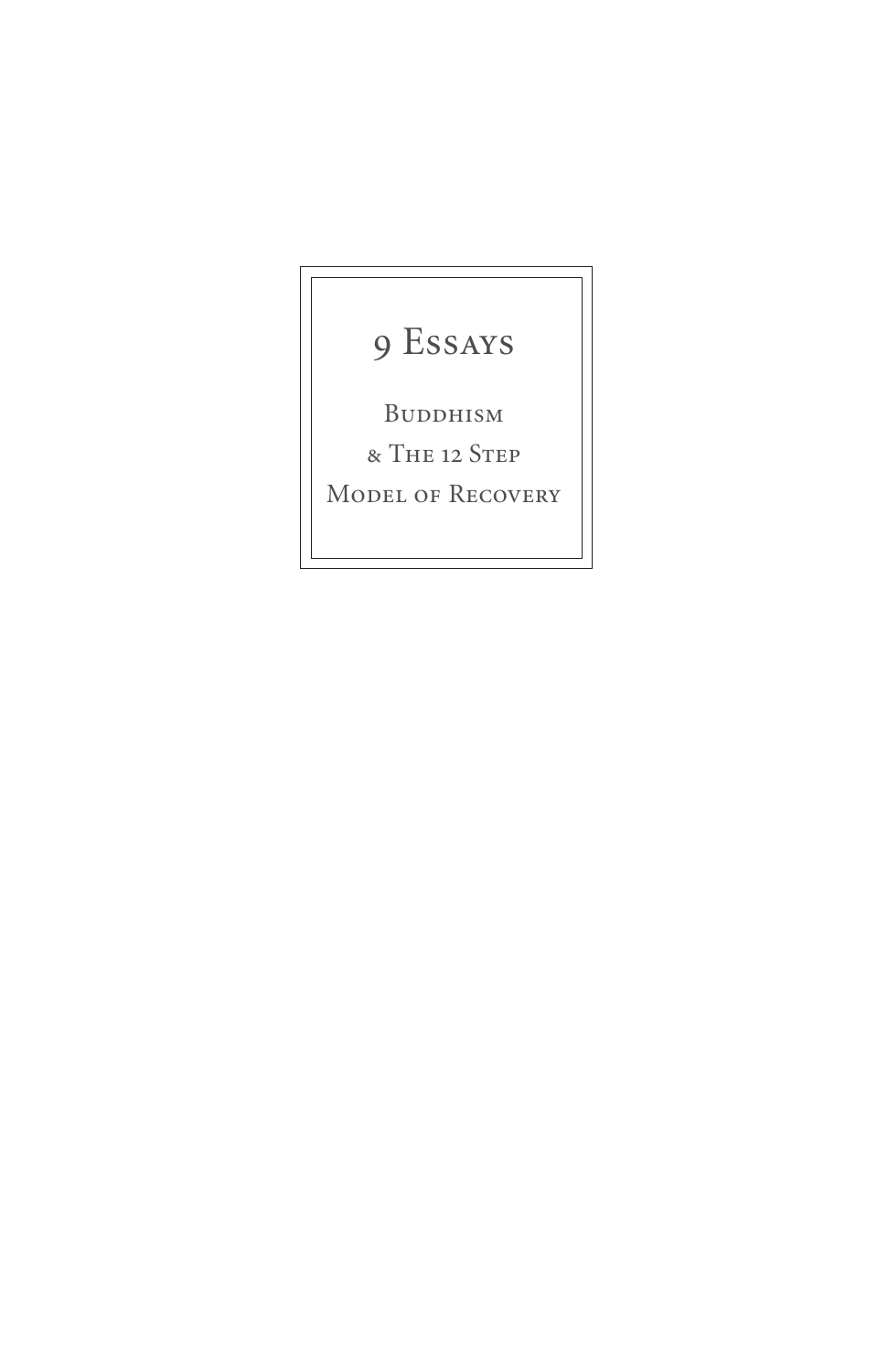# 9 Essays

## Buddhism & The 12 Step Model of Recovery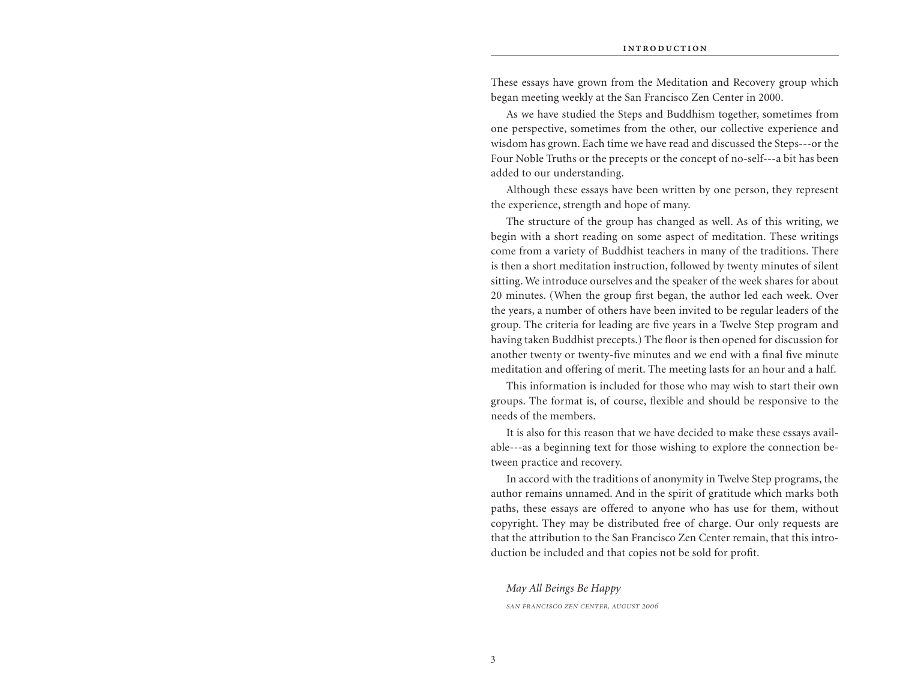These essays have grown from the Meditation and Recovery group which began meeting weekly at the San Francisco Zen Center in 2000.

As we have studied the Steps and Buddhism together, sometimes from one perspective, sometimes from the other, our collective experience and wisdom has grown. Each time we have read and discussed the Steps---or the Four Noble Truths or the precepts or the concept of no-self---a bit has been added to our understanding.

Although these essays have been written by one person, they represent the experience, strength and hope of many.

The structure of the group has changed as well. As of this writing, we begin with a short reading on some aspect of meditation. These writings come from a variety of Buddhist teachers in many of the traditions. There is then a short meditation instruction, followed by twenty minutes of silent sitting. We introduce ourselves and the speaker of the week shares for about 20 minutes. (When the group first began, the author led each week. Over the years, a number of others have been invited to be regular leaders of the group. The criteria for leading are five years in a Twelve Step program and having taken Buddhist precepts.) The floor is then opened for discussion for another twenty or twenty-five minutes and we end with a final five minute meditation and offering of merit. The meeting lasts for an hour and a half.

This information is included for those who may wish to start their own groups. The format is, of course, flexible and should be responsive to the needs of the members.

It is also for this reason that we have decided to make these essays available---as a beginning text for those wishing to explore the connection between practice and recovery.

In accord with the traditions of anonymity in Twelve Step programs, the author remains unnamed. And in the spirit of gratitude which marks both paths, these essays are offered to anyone who has use for them, without copyright. They may be distributed free of charge. Our only requests are that the attribution to the San Francisco Zen Center remain, that this introduction be included and that copies not be sold for profit.

*May All Beings Be Happy*

*San Francisco Zen Center, August 2006*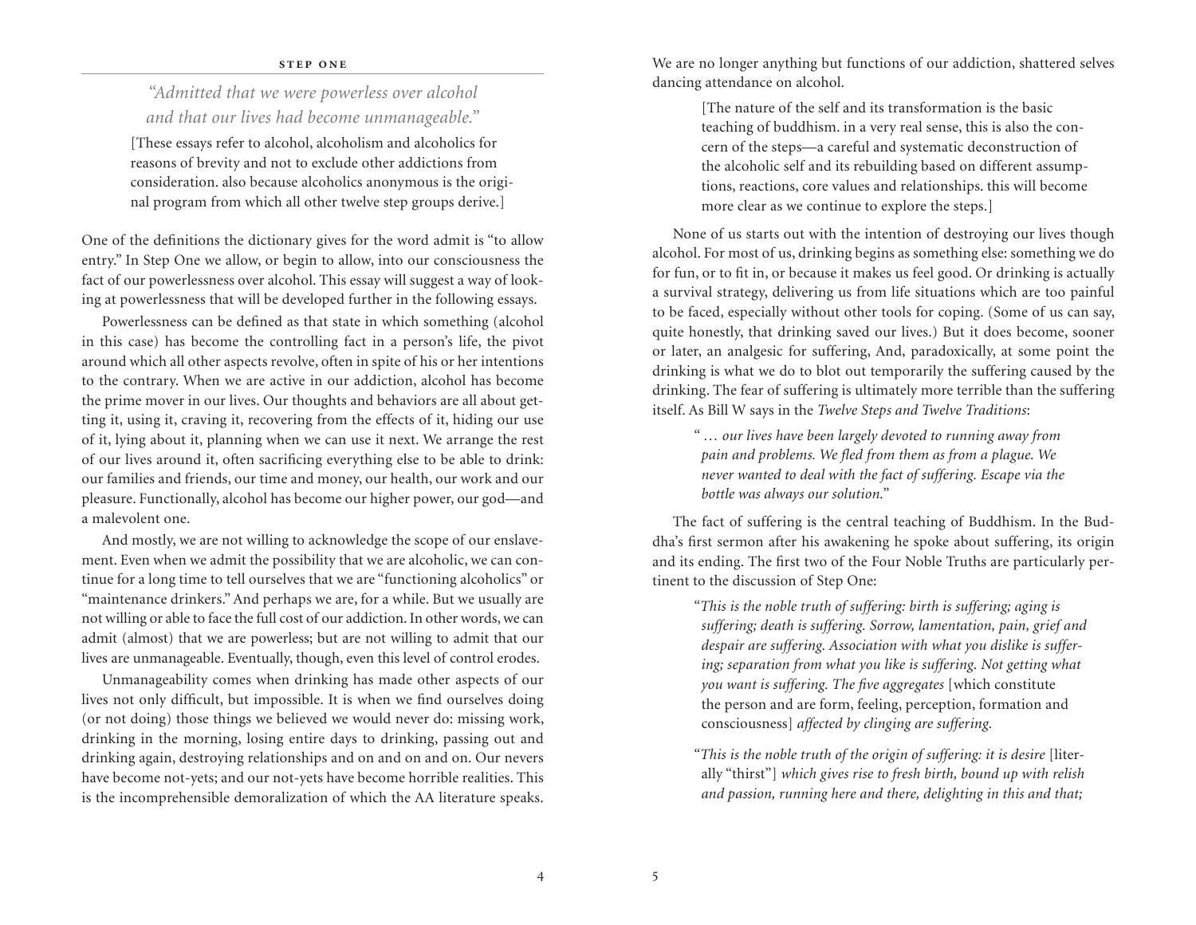## STEP ONE

*"Admitted that we were powerless over alcohol and that our lives had become unmanageable."*

[These essays refer to alcohol, alcoholism and alcoholics for reasons of brevity and not to exclude other addictions from consideration. also because alcoholics anonymous is the original program from which all other twelve step groups derive.]

One of the definitions the dictionary gives for the word admit is "to allow entry." In Step One we allow, or begin to allow, into our consciousness the fact of our powerlessness over alcohol. This essay will suggest a way of looking at powerlessness that will be developed further in the following essays.

Powerlessness can be defined as that state in which something (alcohol in this case) has become the controlling fact in a person's life, the pivot around which all other aspects revolve, often in spite of his or her intentions to the contrary. When we are active in our addiction, alcohol has become the prime mover in our lives. Our thoughts and behaviors are all about getting it, using it, craving it, recovering from the effects of it, hiding our use of it, lying about it, planning when we can use it next. We arrange the rest of our lives around it, often sacrificing everything else to be able to drink: our families and friends, our time and money, our health, our work and our pleasure. Functionally, alcohol has become our higher power, our god—and a malevolent one.

And mostly, we are not willing to acknowledge the scope of our enslavement. Even when we admit the possibility that we are alcoholic, we can continue for a long time to tell ourselves that we are "functioning alcoholics" or "maintenance drinkers." And perhaps we are, for a while. But we usually are not willing or able to face the full cost of our addiction. In other words, we can admit (almost) that we are powerless; but are not willing to admit that our lives are unmanageable. Eventually, though, even this level of control erodes.

Unmanageability comes when drinking has made other aspects of our lives not only difficult, but impossible. It is when we find ourselves doing (or not doing) those things we believed we would never do: missing work, drinking in the morning, losing entire days to drinking, passing out and drinking again, destroying relationships and on and on and on. Our nevers have become not-yets; and our not-yets have become horrible realities. This is the incomprehensible demoralization of which the AA literature speaks. We are no longer anything but functions of our addiction, shattered selves dancing attendance on alcohol.

[The nature of the self and its transformation is the basic teaching of buddhism. in a very real sense, this is also the concern of the steps—a careful and systematic deconstruction of the alcoholic self and its rebuilding based on different assumptions, reactions, core values and relationships. this will become more clear as we continue to explore the steps.]

None of us starts out with the intention of destroying our lives though alcohol. For most of us, drinking begins as something else: something we do for fun, or to fit in, or because it makes us feel good. Or drinking is actually a survival strategy, delivering us from life situations which are too painful to be faced, especially without other tools for coping. (Some of us can say, quite honestly, that drinking saved our lives.) But it does become, sooner or later, an analgesic for suffering, And, paradoxically, at some point the drinking is what we do to blot out temporarily the suffering caused by the drinking. The fear of suffering is ultimately more terrible than the suffering itself. As Bill W says in the *Twelve Steps and Twelve Traditions*:

> *" … our lives have been largely devoted to running away from pain and problems. We fled from them as from a plague. We never wanted to deal with the fact of suffering. Escape via the bottle was always our solution."*

The fact of suffering is the central teaching of Buddhism. In the Buddha's first sermon after his awakening he spoke about suffering, its origin and its ending. The first two of the Four Noble Truths are particularly pertinent to the discussion of Step One:

> *"This is the noble truth of suffering: birth is suffering; aging is suffering; death is suffering. Sorrow, lamentation, pain, grief and despair are suffering. Association with what you dislike is suffering; separation from what you like is suffering. Not getting what you want is suffering. The five aggregates* [which constitute the person and are form, feeling, perception, formation and consciousness] *affected by clinging are suffering.*
>
> *"This is the noble truth of the origin of suffering: it is desire* [literally "thirst"] *which gives rise to fresh birth, bound up with relish and passion, running here and there, delighting in this and that;*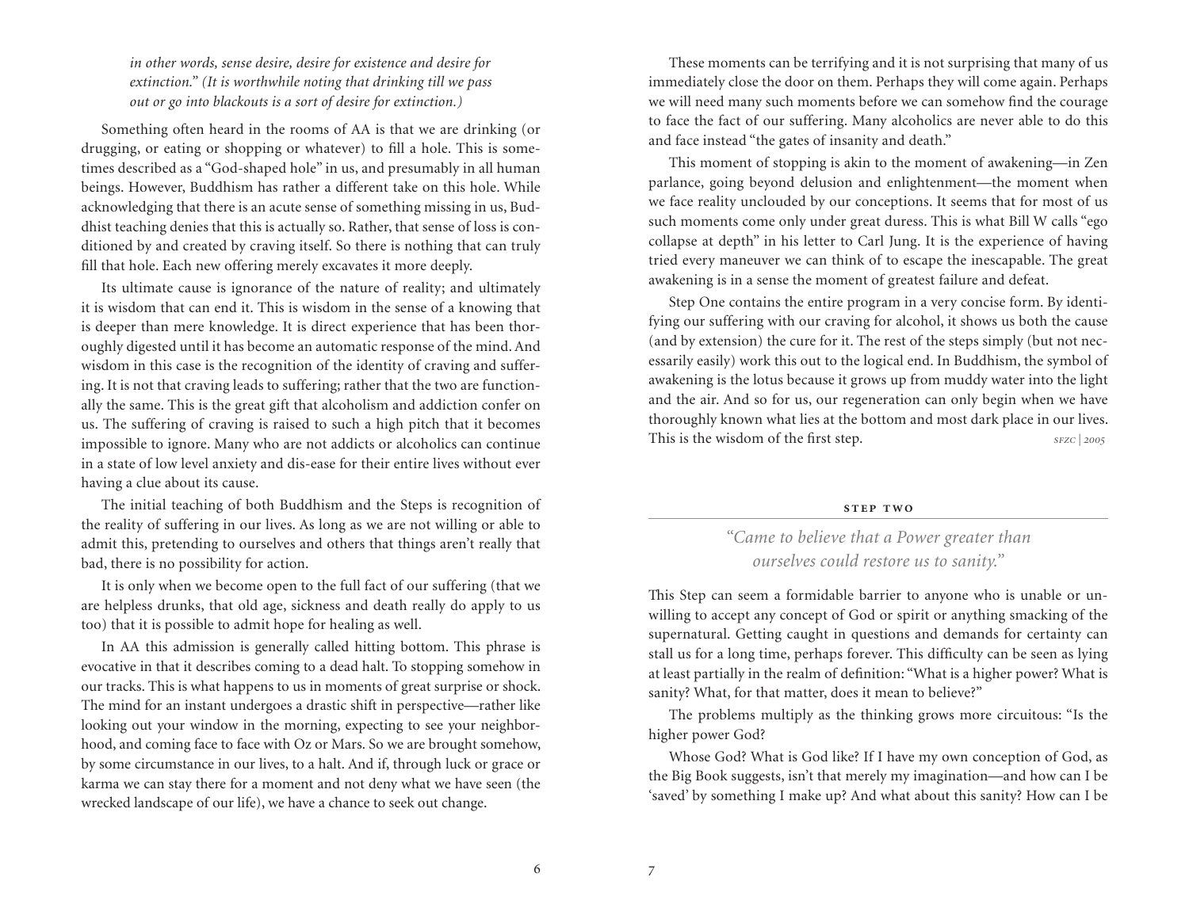*in other words, sense desire, desire for existence and desire for extinction." (It is worthwhile noting that drinking till we pass out or go into blackouts is a sort of desire for extinction.)*

Something often heard in the rooms of AA is that we are drinking (or drugging, or eating or shopping or whatever) to fill a hole. This is sometimes described as a "God-shaped hole" in us, and presumably in all human beings. However, Buddhism has rather a different take on this hole. While acknowledging that there is an acute sense of something missing in us, Buddhist teaching denies that this is actually so. Rather, that sense of loss is conditioned by and created by craving itself. So there is nothing that can truly fill that hole. Each new offering merely excavates it more deeply.

Its ultimate cause is ignorance of the nature of reality; and ultimately it is wisdom that can end it. This is wisdom in the sense of a knowing that is deeper than mere knowledge. It is direct experience that has been thoroughly digested until it has become an automatic response of the mind. And wisdom in this case is the recognition of the identity of craving and suffering. It is not that craving leads to suffering; rather that the two are functionally the same. This is the great gift that alcoholism and addiction confer on us. The suffering of craving is raised to such a high pitch that it becomes impossible to ignore. Many who are not addicts or alcoholics can continue in a state of low level anxiety and dis-ease for their entire lives without ever having a clue about its cause.

The initial teaching of both Buddhism and the Steps is recognition of the reality of suffering in our lives. As long as we are not willing or able to admit this, pretending to ourselves and others that things aren't really that bad, there is no possibility for action.

It is only when we become open to the full fact of our suffering (that we are helpless drunks, that old age, sickness and death really do apply to us too) that it is possible to admit hope for healing as well.

In AA this admission is generally called hitting bottom. This phrase is evocative in that it describes coming to a dead halt. To stopping somehow in our tracks. This is what happens to us in moments of great surprise or shock. The mind for an instant undergoes a drastic shift in perspective—rather like looking out your window in the morning, expecting to see your neighborhood, and coming face to face with Oz or Mars. So we are brought somehow, by some circumstance in our lives, to a halt. And if, through luck or grace or karma we can stay there for a moment and not deny what we have seen (the wrecked landscape of our life), we have a chance to seek out change.

These moments can be terrifying and it is not surprising that many of us immediately close the door on them. Perhaps they will come again. Perhaps we will need many such moments before we can somehow find the courage to face the fact of our suffering. Many alcoholics are never able to do this and face instead "the gates of insanity and death."

This moment of stopping is akin to the moment of awakening—in Zen parlance, going beyond delusion and enlightenment—the moment when we face reality unclouded by our conceptions. It seems that for most of us such moments come only under great duress. This is what Bill W calls "ego collapse at depth" in his letter to Carl Jung. It is the experience of having tried every maneuver we can think of to escape the inescapable. The great awakening is in a sense the moment of greatest failure and defeat.

Step One contains the entire program in a very concise form. By identifying our suffering with our craving for alcohol, it shows us both the cause (and by extension) the cure for it. The rest of the steps simply (but not necessarily easily) work this out to the logical end. In Buddhism, the symbol of awakening is the lotus because it grows up from muddy water into the light and the air. And so for us, our regeneration can only begin when we have thoroughly known what lies at the bottom and most dark place in our lives. This is the wisdom of the first step. *SFZC | 2005*

## STEP TWO

*"Came to believe that a Power greater than ourselves could restore us to sanity."*

This Step can seem a formidable barrier to anyone who is unable or unwilling to accept any concept of God or spirit or anything smacking of the supernatural. Getting caught in questions and demands for certainty can stall us for a long time, perhaps forever. This difficulty can be seen as lying at least partially in the realm of definition: "What is a higher power? What is sanity? What, for that matter, does it mean to believe?"

The problems multiply as the thinking grows more circuitous: "Is the higher power God?

Whose God? What is God like? If I have my own conception of God, as the Big Book suggests, isn't that merely my imagination—and how can I be 'saved' by something I make up? And what about this sanity? How can I be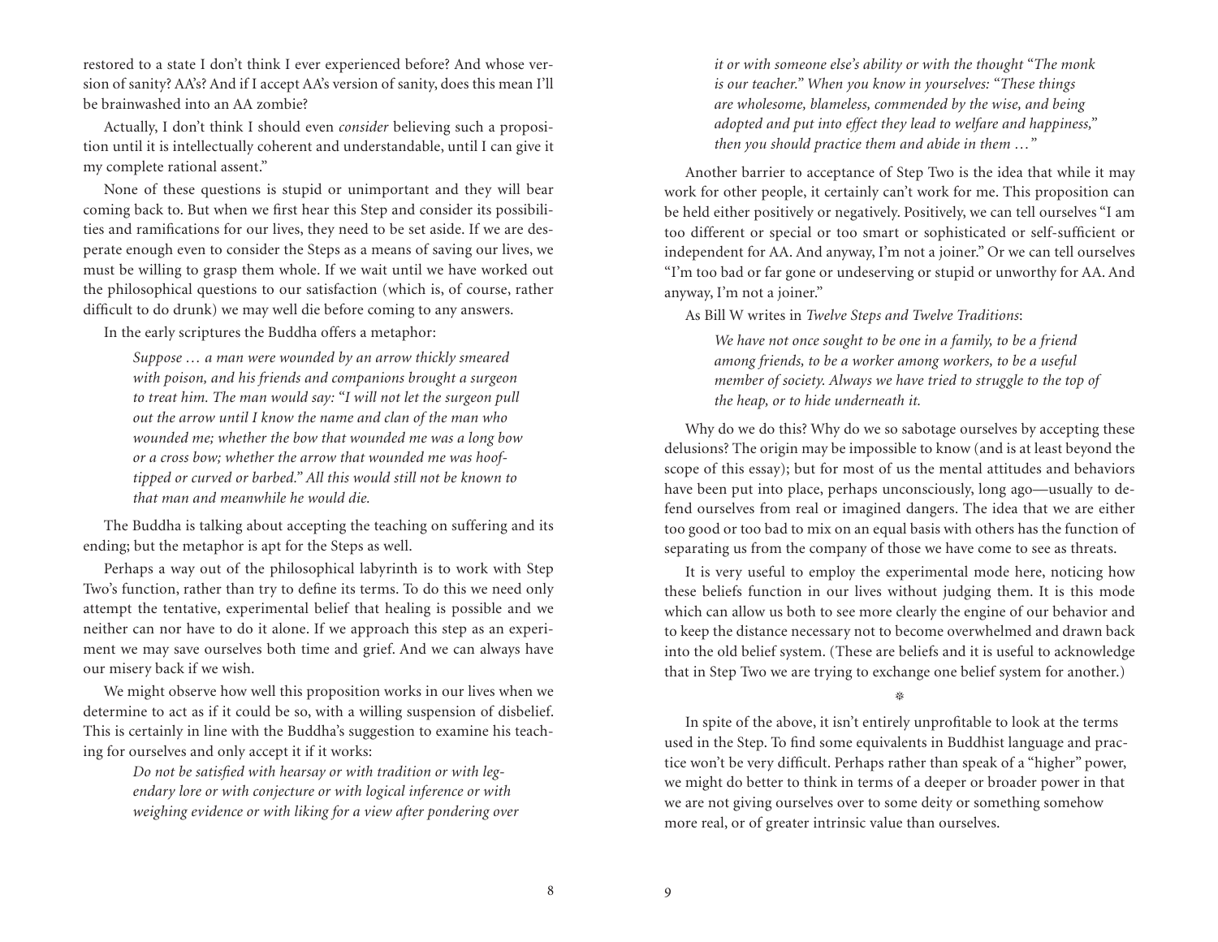restored to a state I don't think I ever experienced before? And whose version of sanity? AA's? And if I accept AA's version of sanity, does this mean I'll be brainwashed into an AA zombie?

Actually, I don't think I should even *consider* believing such a proposition until it is intellectually coherent and understandable, until I can give it my complete rational assent."

None of these questions is stupid or unimportant and they will bear coming back to. But when we first hear this Step and consider its possibilities and ramifications for our lives, they need to be set aside. If we are desperate enough even to consider the Steps as a means of saving our lives, we must be willing to grasp them whole. If we wait until we have worked out the philosophical questions to our satisfaction (which is, of course, rather difficult to do drunk) we may well die before coming to any answers.

In the early scriptures the Buddha offers a metaphor:

> *Suppose … a man were wounded by an arrow thickly smeared with poison, and his friends and companions brought a surgeon to treat him. The man would say: "I will not let the surgeon pull out the arrow until I know the name and clan of the man who wounded me; whether the bow that wounded me was a long bow or a cross bow; whether the arrow that wounded me was hoof-tipped or curved or barbed." All this would still not be known to that man and meanwhile he would die.*

The Buddha is talking about accepting the teaching on suffering and its ending; but the metaphor is apt for the Steps as well.

Perhaps a way out of the philosophical labyrinth is to work with Step Two's function, rather than try to define its terms. To do this we need only attempt the tentative, experimental belief that healing is possible and we neither can nor have to do it alone. If we approach this step as an experiment we may save ourselves both time and grief. And we can always have our misery back if we wish.

We might observe how well this proposition works in our lives when we determine to act as if it could be so, with a willing suspension of disbelief. This is certainly in line with the Buddha's suggestion to examine his teaching for ourselves and only accept it if it works:

> *Do not be satisfied with hearsay or with tradition or with legendary lore or with conjecture or with logical inference or with weighing evidence or with liking for a view after pondering over it or with someone else's ability or with the thought "The monk is our teacher." When you know in yourselves: "These things are wholesome, blameless, commended by the wise, and being adopted and put into effect they lead to welfare and happiness," then you should practice them and abide in them …"*

Another barrier to acceptance of Step Two is the idea that while it may work for other people, it certainly can't work for me. This proposition can be held either positively or negatively. Positively, we can tell ourselves "I am too different or special or too smart or sophisticated or self-sufficient or independent for AA. And anyway, I'm not a joiner." Or we can tell ourselves "I'm too bad or far gone or undeserving or stupid or unworthy for AA. And anyway, I'm not a joiner."

As Bill W writes in *Twelve Steps and Twelve Traditions*:

> *We have not once sought to be one in a family, to be a friend among friends, to be a worker among workers, to be a useful member of society. Always we have tried to struggle to the top of the heap, or to hide underneath it.*

Why do we do this? Why do we so sabotage ourselves by accepting these delusions? The origin may be impossible to know (and is at least beyond the scope of this essay); but for most of us the mental attitudes and behaviors have been put into place, perhaps unconsciously, long ago—usually to defend ourselves from real or imagined dangers. The idea that we are either too good or too bad to mix on an equal basis with others has the function of separating us from the company of those we have come to see as threats.

It is very useful to employ the experimental mode here, noticing how these beliefs function in our lives without judging them. It is this mode which can allow us both to see more clearly the engine of our behavior and to keep the distance necessary not to become overwhelmed and drawn back into the old belief system. (These are beliefs and it is useful to acknowledge that in Step Two we are trying to exchange one belief system for another.)

❊

In spite of the above, it isn't entirely unprofitable to look at the terms used in the Step. To find some equivalents in Buddhist language and practice won't be very difficult. Perhaps rather than speak of a "higher" power, we might do better to think in terms of a deeper or broader power in that we are not giving ourselves over to some deity or something somehow more real, or of greater intrinsic value than ourselves.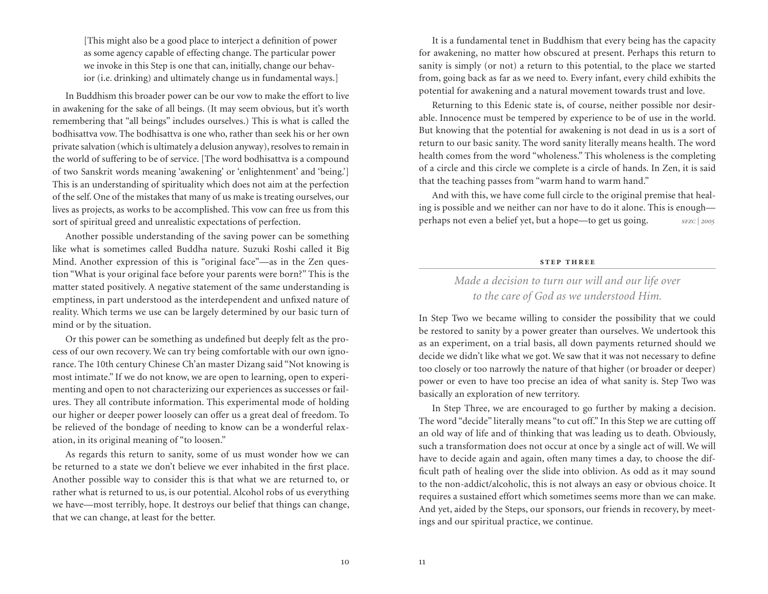[This might also be a good place to interject a definition of power as some agency capable of effecting change. The particular power we invoke in this Step is one that can, initially, change our behavior (i.e. drinking) and ultimately change us in fundamental ways.]

In Buddhism this broader power can be our vow to make the effort to live in awakening for the sake of all beings. (It may seem obvious, but it's worth remembering that "all beings" includes ourselves.) This is what is called the bodhisattva vow. The bodhisattva is one who, rather than seek his or her own private salvation (which is ultimately a delusion anyway), resolves to remain in the world of suffering to be of service. [The word bodhisattva is a compound of two Sanskrit words meaning 'awakening' or 'enlightenment' and 'being.'] This is an understanding of spirituality which does not aim at the perfection of the self. One of the mistakes that many of us make is treating ourselves, our lives as projects, as works to be accomplished. This vow can free us from this sort of spiritual greed and unrealistic expectations of perfection.

Another possible understanding of the saving power can be something like what is sometimes called Buddha nature. Suzuki Roshi called it Big Mind. Another expression of this is "original face"—as in the Zen question "What is your original face before your parents were born?" This is the matter stated positively. A negative statement of the same understanding is emptiness, in part understood as the interdependent and unfixed nature of reality. Which terms we use can be largely determined by our basic turn of mind or by the situation.

Or this power can be something as undefined but deeply felt as the process of our own recovery. We can try being comfortable with our own ignorance. The 10th century Chinese Ch'an master Dizang said "Not knowing is most intimate." If we do not know, we are open to learning, open to experimenting and open to not characterizing our experiences as successes or failures. They all contribute information. This experimental mode of holding our higher or deeper power loosely can offer us a great deal of freedom. To be relieved of the bondage of needing to know can be a wonderful relaxation, in its original meaning of "to loosen."

As regards this return to sanity, some of us must wonder how we can be returned to a state we don't believe we ever inhabited in the first place. Another possible way to consider this is that what we are returned to, or rather what is returned to us, is our potential. Alcohol robs of us everything we have—most terribly, hope. It destroys our belief that things can change, that we can change, at least for the better.

It is a fundamental tenet in Buddhism that every being has the capacity for awakening, no matter how obscured at present. Perhaps this return to sanity is simply (or not) a return to this potential, to the place we started from, going back as far as we need to. Every infant, every child exhibits the potential for awakening and a natural movement towards trust and love.

Returning to this Edenic state is, of course, neither possible nor desirable. Innocence must be tempered by experience to be of use in the world. But knowing that the potential for awakening is not dead in us is a sort of return to our basic sanity. The word sanity literally means health. The word health comes from the word "wholeness." This wholeness is the completing of a circle and this circle we complete is a circle of hands. In Zen, it is said that the teaching passes from "warm hand to warm hand."

And with this, we have come full circle to the original premise that healing is possible and we neither can nor have to do it alone. This is enough—perhaps not even a belief yet, but a hope—to get us going. *SFZC | 2005*

## STEP THREE

*Made a decision to turn our will and our life over to the care of God as we understood Him.*

In Step Two we became willing to consider the possibility that we could be restored to sanity by a power greater than ourselves. We undertook this as an experiment, on a trial basis, all down payments returned should we decide we didn't like what we got. We saw that it was not necessary to define too closely or too narrowly the nature of that higher (or broader or deeper) power or even to have too precise an idea of what sanity is. Step Two was basically an exploration of new territory.

In Step Three, we are encouraged to go further by making a decision. The word "decide" literally means "to cut off." In this Step we are cutting off an old way of life and of thinking that was leading us to death. Obviously, such a transformation does not occur at once by a single act of will. We will have to decide again and again, often many times a day, to choose the difficult path of healing over the slide into oblivion. As odd as it may sound to the non-addict/alcoholic, this is not always an easy or obvious choice. It requires a sustained effort which sometimes seems more than we can make. And yet, aided by the Steps, our sponsors, our friends in recovery, by meetings and our spiritual practice, we continue.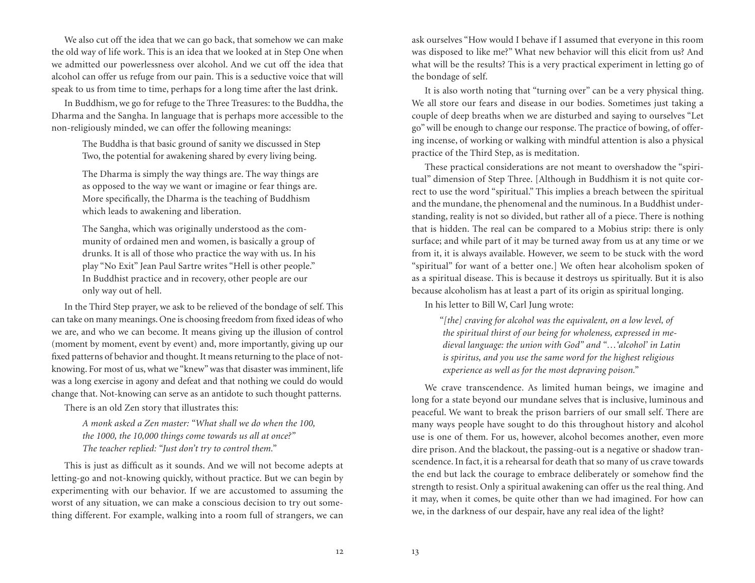We also cut off the idea that we can go back, that somehow we can make the old way of life work. This is an idea that we looked at in Step One when we admitted our powerlessness over alcohol. And we cut off the idea that alcohol can offer us refuge from our pain. This is a seductive voice that will speak to us from time to time, perhaps for a long time after the last drink.

In Buddhism, we go for refuge to the Three Treasures: to the Buddha, the Dharma and the Sangha. In language that is perhaps more accessible to the non-religiously minded, we can offer the following meanings:

> The Buddha is that basic ground of sanity we discussed in Step Two, the potential for awakening shared by every living being.
>
> The Dharma is simply the way things are. The way things are as opposed to the way we want or imagine or fear things are. More specifically, the Dharma is the teaching of Buddhism which leads to awakening and liberation.
>
> The Sangha, which was originally understood as the community of ordained men and women, is basically a group of drunks. It is all of those who practice the way with us. In his play "No Exit" Jean Paul Sartre writes "Hell is other people." In Buddhist practice and in recovery, other people are our only way out of hell.

In the Third Step prayer, we ask to be relieved of the bondage of self. This can take on many meanings. One is choosing freedom from fixed ideas of who we are, and who we can become. It means giving up the illusion of control (moment by moment, event by event) and, more importantly, giving up our fixed patterns of behavior and thought. It means returning to the place of not-knowing. For most of us, what we "knew" was that disaster was imminent, life was a long exercise in agony and defeat and that nothing we could do would change that. Not-knowing can serve as an antidote to such thought patterns.

There is an old Zen story that illustrates this:

> *A monk asked a Zen master: "What shall we do when the 100, the 1000, the 10,000 things come towards us all at once?" The teacher replied: "Just don't try to control them."*

This is just as difficult as it sounds. And we will not become adepts at letting-go and not-knowing quickly, without practice. But we can begin by experimenting with our behavior. If we are accustomed to assuming the worst of any situation, we can make a conscious decision to try out something different. For example, walking into a room full of strangers, we can ask ourselves "How would I behave if I assumed that everyone in this room was disposed to like me?" What new behavior will this elicit from us? And what will be the results? This is a very practical experiment in letting go of the bondage of self.

It is also worth noting that "turning over" can be a very physical thing. We all store our fears and disease in our bodies. Sometimes just taking a couple of deep breaths when we are disturbed and saying to ourselves "Let go" will be enough to change our response. The practice of bowing, of offering incense, of working or walking with mindful attention is also a physical practice of the Third Step, as is meditation.

These practical considerations are not meant to overshadow the "spiritual" dimension of Step Three. [Although in Buddhism it is not quite correct to use the word "spiritual." This implies a breach between the spiritual and the mundane, the phenomenal and the numinous. In a Buddhist understanding, reality is not so divided, but rather all of a piece. There is nothing that is hidden. The real can be compared to a Mobius strip: there is only surface; and while part of it may be turned away from us at any time or we from it, it is always available. However, we seem to be stuck with the word "spiritual" for want of a better one.] We often hear alcoholism spoken of as a spiritual disease. This is because it destroys us spiritually. But it is also because alcoholism has at least a part of its origin as spiritual longing.

In his letter to Bill W, Carl Jung wrote:

> *"[the] craving for alcohol was the equivalent, on a low level, of the spiritual thirst of our being for wholeness, expressed in medieval language: the union with God" and "…'alcohol' in Latin is spiritus, and you use the same word for the highest religious experience as well as for the most depraving poison."*

We crave transcendence. As limited human beings, we imagine and long for a state beyond our mundane selves that is inclusive, luminous and peaceful. We want to break the prison barriers of our small self. There are many ways people have sought to do this throughout history and alcohol use is one of them. For us, however, alcohol becomes another, even more dire prison. And the blackout, the passing-out is a negative or shadow transcendence. In fact, it is a rehearsal for death that so many of us crave towards the end but lack the courage to embrace deliberately or somehow find the strength to resist. Only a spiritual awakening can offer us the real thing. And it may, when it comes, be quite other than we had imagined. For how can we, in the darkness of our despair, have any real idea of the light?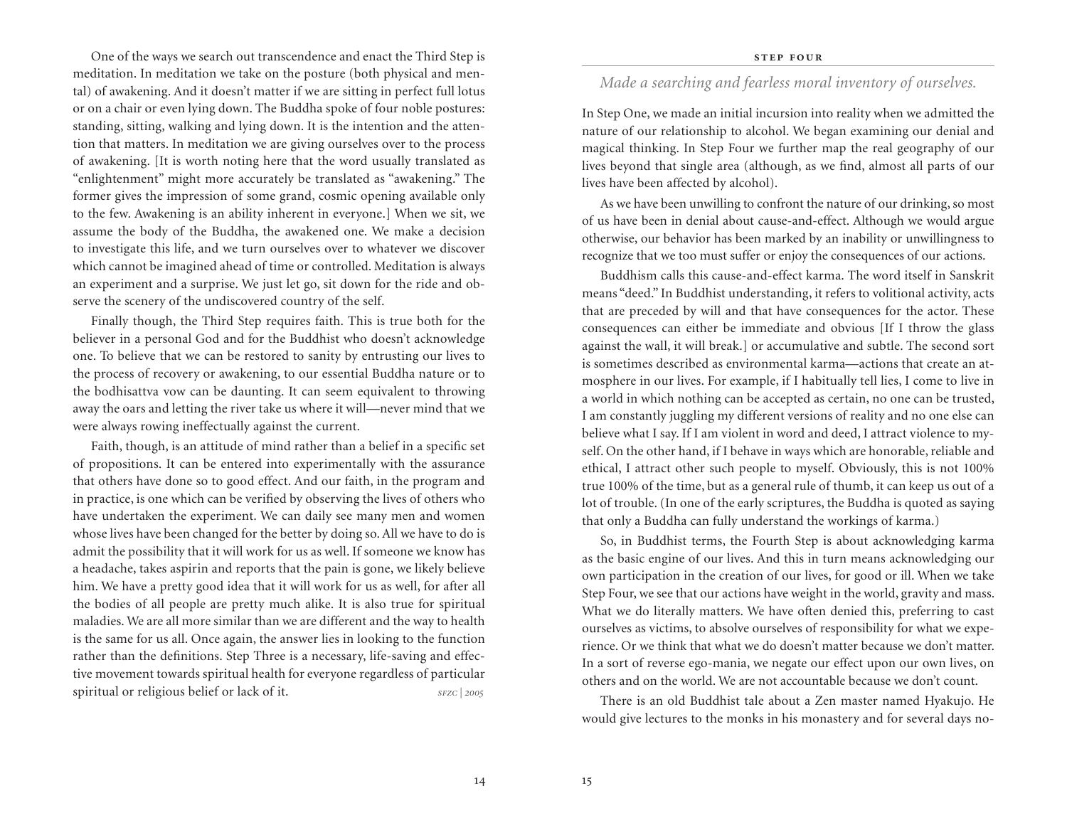One of the ways we search out transcendence and enact the Third Step is meditation. In meditation we take on the posture (both physical and mental) of awakening. And it doesn't matter if we are sitting in perfect full lotus or on a chair or even lying down. The Buddha spoke of four noble postures: standing, sitting, walking and lying down. It is the intention and the attention that matters. In meditation we are giving ourselves over to the process of awakening. [It is worth noting here that the word usually translated as "enlightenment" might more accurately be translated as "awakening." The former gives the impression of some grand, cosmic opening available only to the few. Awakening is an ability inherent in everyone.] When we sit, we assume the body of the Buddha, the awakened one. We make a decision to investigate this life, and we turn ourselves over to whatever we discover which cannot be imagined ahead of time or controlled. Meditation is always an experiment and a surprise. We just let go, sit down for the ride and observe the scenery of the undiscovered country of the self.

Finally though, the Third Step requires faith. This is true both for the believer in a personal God and for the Buddhist who doesn't acknowledge one. To believe that we can be restored to sanity by entrusting our lives to the process of recovery or awakening, to our essential Buddha nature or to the bodhisattva vow can be daunting. It can seem equivalent to throwing away the oars and letting the river take us where it will—never mind that we were always rowing ineffectually against the current.

Faith, though, is an attitude of mind rather than a belief in a specific set of propositions. It can be entered into experimentally with the assurance that others have done so to good effect. And our faith, in the program and in practice, is one which can be verified by observing the lives of others who have undertaken the experiment. We can daily see many men and women whose lives have been changed for the better by doing so. All we have to do is admit the possibility that it will work for us as well. If someone we know has a headache, takes aspirin and reports that the pain is gone, we likely believe him. We have a pretty good idea that it will work for us as well, for after all the bodies of all people are pretty much alike. It is also true for spiritual maladies. We are all more similar than we are different and the way to health is the same for us all. Once again, the answer lies in looking to the function rather than the definitions. Step Three is a necessary, life-saving and effective movement towards spiritual health for everyone regardless of particular spiritual or religious belief or lack of it. *SFZC | 2005*

## STEP FOUR

*Made a searching and fearless moral inventory of ourselves.*

In Step One, we made an initial incursion into reality when we admitted the nature of our relationship to alcohol. We began examining our denial and magical thinking. In Step Four we further map the real geography of our lives beyond that single area (although, as we find, almost all parts of our lives have been affected by alcohol).

As we have been unwilling to confront the nature of our drinking, so most of us have been in denial about cause-and-effect. Although we would argue otherwise, our behavior has been marked by an inability or unwillingness to recognize that we too must suffer or enjoy the consequences of our actions.

Buddhism calls this cause-and-effect karma. The word itself in Sanskrit means "deed." In Buddhist understanding, it refers to volitional activity, acts that are preceded by will and that have consequences for the actor. These consequences can either be immediate and obvious [If I throw the glass against the wall, it will break.] or accumulative and subtle. The second sort is sometimes described as environmental karma—actions that create an atmosphere in our lives. For example, if I habitually tell lies, I come to live in a world in which nothing can be accepted as certain, no one can be trusted, I am constantly juggling my different versions of reality and no one else can believe what I say. If I am violent in word and deed, I attract violence to myself. On the other hand, if I behave in ways which are honorable, reliable and ethical, I attract other such people to myself. Obviously, this is not 100% true 100% of the time, but as a general rule of thumb, it can keep us out of a lot of trouble. (In one of the early scriptures, the Buddha is quoted as saying that only a Buddha can fully understand the workings of karma.)

So, in Buddhist terms, the Fourth Step is about acknowledging karma as the basic engine of our lives. And this in turn means acknowledging our own participation in the creation of our lives, for good or ill. When we take Step Four, we see that our actions have weight in the world, gravity and mass. What we do literally matters. We have often denied this, preferring to cast ourselves as victims, to absolve ourselves of responsibility for what we experience. Or we think that what we do doesn't matter because we don't matter. In a sort of reverse ego-mania, we negate our effect upon our own lives, on others and on the world. We are not accountable because we don't count.

There is an old Buddhist tale about a Zen master named Hyakujo. He would give lectures to the monks in his monastery and for several days no-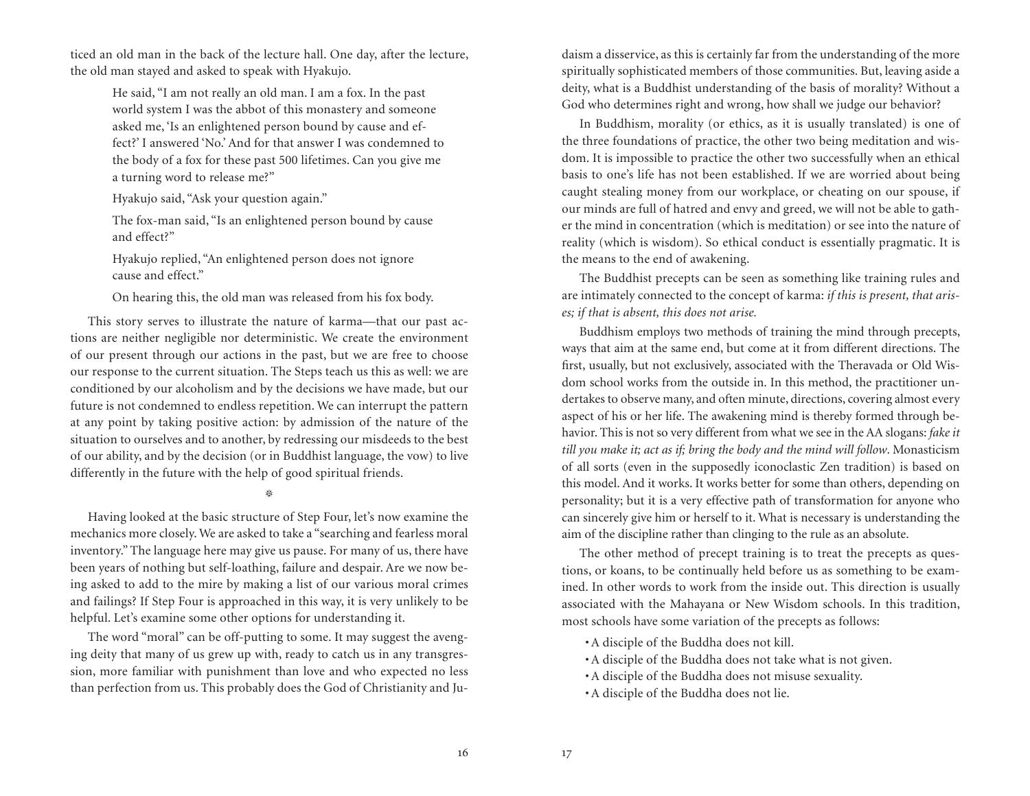ticed an old man in the back of the lecture hall. One day, after the lecture, the old man stayed and asked to speak with Hyakujo.

> He said, "I am not really an old man. I am a fox. In the past world system I was the abbot of this monastery and someone asked me, 'Is an enlightened person bound by cause and effect?' I answered 'No.' And for that answer I was condemned to the body of a fox for these past 500 lifetimes. Can you give me a turning word to release me?"
>
> Hyakujo said, "Ask your question again."
>
> The fox-man said, "Is an enlightened person bound by cause and effect?"
>
> Hyakujo replied, "An enlightened person does not ignore cause and effect."
>
> On hearing this, the old man was released from his fox body.

This story serves to illustrate the nature of karma—that our past actions are neither negligible nor deterministic. We create the environment of our present through our actions in the past, but we are free to choose our response to the current situation. The Steps teach us this as well: we are conditioned by our alcoholism and by the decisions we have made, but our future is not condemned to endless repetition. We can interrupt the pattern at any point by taking positive action: by admission of the nature of the situation to ourselves and to another, by redressing our misdeeds to the best of our ability, and by the decision (or in Buddhist language, the vow) to live differently in the future with the help of good spiritual friends.

Having looked at the basic structure of Step Four, let's now examine the mechanics more closely. We are asked to take a "searching and fearless moral inventory." The language here may give us pause. For many of us, there have been years of nothing but self-loathing, failure and despair. Are we now being asked to add to the mire by making a list of our various moral crimes and failings? If Step Four is approached in this way, it is very unlikely to be helpful. Let's examine some other options for understanding it.

The word "moral" can be off-putting to some. It may suggest the avenging deity that many of us grew up with, ready to catch us in any transgression, more familiar with punishment than love and who expected no less than perfection from us. This probably does the God of Christianity and Judaism a disservice, as this is certainly far from the understanding of the more spiritually sophisticated members of those communities. But, leaving aside a deity, what is a Buddhist understanding of the basis of morality? Without a God who determines right and wrong, how shall we judge our behavior?

In Buddhism, morality (or ethics, as it is usually translated) is one of the three foundations of practice, the other two being meditation and wisdom. It is impossible to practice the other two successfully when an ethical basis to one's life has not been established. If we are worried about being caught stealing money from our workplace, or cheating on our spouse, if our minds are full of hatred and envy and greed, we will not be able to gather the mind in concentration (which is meditation) or see into the nature of reality (which is wisdom). So ethical conduct is essentially pragmatic. It is the means to the end of awakening.

The Buddhist precepts can be seen as something like training rules and are intimately connected to the concept of karma: *if this is present, that arises; if that is absent, this does not arise.*

Buddhism employs two methods of training the mind through precepts, ways that aim at the same end, but come at it from different directions. The first, usually, but not exclusively, associated with the Theravada or Old Wisdom school works from the outside in. In this method, the practitioner undertakes to observe many, and often minute, directions, covering almost every aspect of his or her life. The awakening mind is thereby formed through behavior. This is not so very different from what we see in the AA slogans: *fake it till you make it; act as if; bring the body and the mind will follow*. Monasticism of all sorts (even in the supposedly iconoclastic Zen tradition) is based on this model. And it works. It works better for some than others, depending on personality; but it is a very effective path of transformation for anyone who can sincerely give him or herself to it. What is necessary is understanding the aim of the discipline rather than clinging to the rule as an absolute.

The other method of precept training is to treat the precepts as questions, or koans, to be continually held before us as something to be examined. In other words to work from the inside out. This direction is usually associated with the Mahayana or New Wisdom schools. In this tradition, most schools have some variation of the precepts as follows:

- A disciple of the Buddha does not kill.
- A disciple of the Buddha does not take what is not given.
- A disciple of the Buddha does not misuse sexuality.
- A disciple of the Buddha does not lie.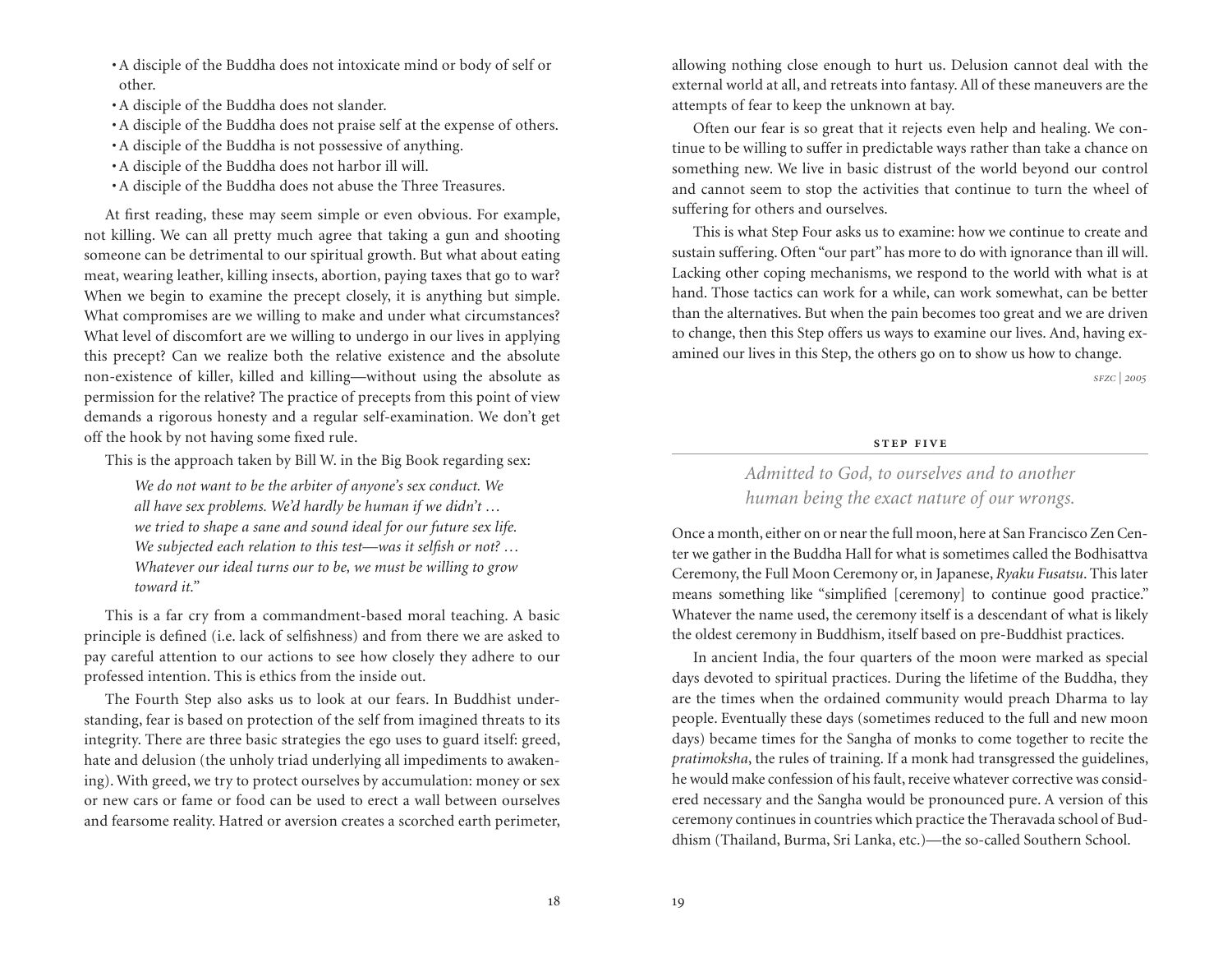- A disciple of the Buddha does not intoxicate mind or body of self or other.
- A disciple of the Buddha does not slander.
- A disciple of the Buddha does not praise self at the expense of others.
- A disciple of the Buddha is not possessive of anything.
- A disciple of the Buddha does not harbor ill will.
- A disciple of the Buddha does not abuse the Three Treasures.

At first reading, these may seem simple or even obvious. For example, not killing. We can all pretty much agree that taking a gun and shooting someone can be detrimental to our spiritual growth. But what about eating meat, wearing leather, killing insects, abortion, paying taxes that go to war? When we begin to examine the precept closely, it is anything but simple. What compromises are we willing to make and under what circumstances? What level of discomfort are we willing to undergo in our lives in applying this precept? Can we realize both the relative existence and the absolute non-existence of killer, killed and killing—without using the absolute as permission for the relative? The practice of precepts from this point of view demands a rigorous honesty and a regular self-examination. We don't get off the hook by not having some fixed rule.

This is the approach taken by Bill W. in the Big Book regarding sex:

> *We do not want to be the arbiter of anyone's sex conduct. We all have sex problems. We'd hardly be human if we didn't … we tried to shape a sane and sound ideal for our future sex life. We subjected each relation to this test—was it selfish or not? … Whatever our ideal turns our to be, we must be willing to grow toward it."*

This is a far cry from a commandment-based moral teaching. A basic principle is defined (i.e. lack of selfishness) and from there we are asked to pay careful attention to our actions to see how closely they adhere to our professed intention. This is ethics from the inside out.

The Fourth Step also asks us to look at our fears. In Buddhist understanding, fear is based on protection of the self from imagined threats to its integrity. There are three basic strategies the ego uses to guard itself: greed, hate and delusion (the unholy triad underlying all impediments to awakening). With greed, we try to protect ourselves by accumulation: money or sex or new cars or fame or food can be used to erect a wall between ourselves and fearsome reality. Hatred or aversion creates a scorched earth perimeter, allowing nothing close enough to hurt us. Delusion cannot deal with the external world at all, and retreats into fantasy. All of these maneuvers are the attempts of fear to keep the unknown at bay.

Often our fear is so great that it rejects even help and healing. We continue to be willing to suffer in predictable ways rather than take a chance on something new. We live in basic distrust of the world beyond our control and cannot seem to stop the activities that continue to turn the wheel of suffering for others and ourselves.

This is what Step Four asks us to examine: how we continue to create and sustain suffering. Often "our part" has more to do with ignorance than ill will. Lacking other coping mechanisms, we respond to the world with what is at hand. Those tactics can work for a while, can work somewhat, can be better than the alternatives. But when the pain becomes too great and we are driven to change, then this Step offers us ways to examine our lives. And, having examined our lives in this Step, the others go on to show us how to change.

*SFZC | 2005*

## STEP FIVE

*Admitted to God, to ourselves and to another human being the exact nature of our wrongs.*

Once a month, either on or near the full moon, here at San Francisco Zen Center we gather in the Buddha Hall for what is sometimes called the Bodhisattva Ceremony, the Full Moon Ceremony or, in Japanese, *Ryaku Fusatsu*. This later means something like "simplified [ceremony] to continue good practice." Whatever the name used, the ceremony itself is a descendant of what is likely the oldest ceremony in Buddhism, itself based on pre-Buddhist practices.

In ancient India, the four quarters of the moon were marked as special days devoted to spiritual practices. During the lifetime of the Buddha, they are the times when the ordained community would preach Dharma to lay people. Eventually these days (sometimes reduced to the full and new moon days) became times for the Sangha of monks to come together to recite the *pratimoksha*, the rules of training. If a monk had transgressed the guidelines, he would make confession of his fault, receive whatever corrective was considered necessary and the Sangha would be pronounced pure. A version of this ceremony continues in countries which practice the Theravada school of Buddhism (Thailand, Burma, Sri Lanka, etc.)—the so-called Southern School.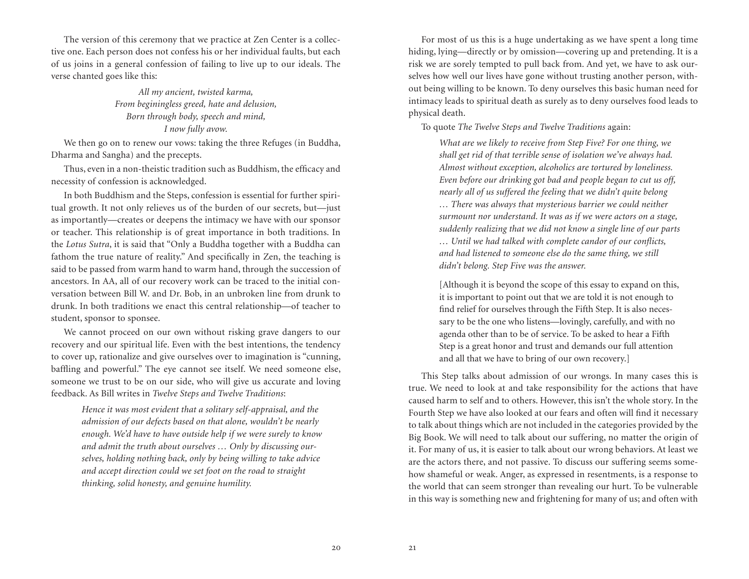The version of this ceremony that we practice at Zen Center is a collective one. Each person does not confess his or her individual faults, but each of us joins in a general confession of failing to live up to our ideals. The verse chanted goes like this:

> *All my ancient, twisted karma,*
> *From beginingless greed, hate and delusion,*
> *Born through body, speech and mind,*
> *I now fully avow.*

We then go on to renew our vows: taking the three Refuges (in Buddha, Dharma and Sangha) and the precepts.

Thus, even in a non-theistic tradition such as Buddhism, the efficacy and necessity of confession is acknowledged.

In both Buddhism and the Steps, confession is essential for further spiritual growth. It not only relieves us of the burden of our secrets, but—just as importantly—creates or deepens the intimacy we have with our sponsor or teacher. This relationship is of great importance in both traditions. In the *Lotus Sutra*, it is said that "Only a Buddha together with a Buddha can fathom the true nature of reality." And specifically in Zen, the teaching is said to be passed from warm hand to warm hand, through the succession of ancestors. In AA, all of our recovery work can be traced to the initial conversation between Bill W. and Dr. Bob, in an unbroken line from drunk to drunk. In both traditions we enact this central relationship—of teacher to student, sponsor to sponsee.

We cannot proceed on our own without risking grave dangers to our recovery and our spiritual life. Even with the best intentions, the tendency to cover up, rationalize and give ourselves over to imagination is "cunning, baffling and powerful." The eye cannot see itself. We need someone else, someone we trust to be on our side, who will give us accurate and loving feedback. As Bill writes in *Twelve Steps and Twelve Traditions*:

> *Hence it was most evident that a solitary self-appraisal, and the admission of our defects based on that alone, wouldn't be nearly enough. We'd have to have outside help if we were surely to know and admit the truth about ourselves … Only by discussing ourselves, holding nothing back, only by being willing to take advice and accept direction could we set foot on the road to straight thinking, solid honesty, and genuine humility.*

For most of us this is a huge undertaking as we have spent a long time hiding, lying—directly or by omission—covering up and pretending. It is a risk we are sorely tempted to pull back from. And yet, we have to ask ourselves how well our lives have gone without trusting another person, without being willing to be known. To deny ourselves this basic human need for intimacy leads to spiritual death as surely as to deny ourselves food leads to physical death.

To quote *The Twelve Steps and Twelve Traditions* again:

> *What are we likely to receive from Step Five? For one thing, we shall get rid of that terrible sense of isolation we've always had. Almost without exception, alcoholics are tortured by loneliness. Even before our drinking got bad and people began to cut us off, nearly all of us suffered the feeling that we didn't quite belong … There was always that mysterious barrier we could neither surmount nor understand. It was as if we were actors on a stage, suddenly realizing that we did not know a single line of our parts … Until we had talked with complete candor of our conflicts, and had listened to someone else do the same thing, we still didn't belong. Step Five was the answer.*

> [Although it is beyond the scope of this essay to expand on this, it is important to point out that we are told it is not enough to find relief for ourselves through the Fifth Step. It is also necessary to be the one who listens—lovingly, carefully, and with no agenda other than to be of service. To be asked to hear a Fifth Step is a great honor and trust and demands our full attention and all that we have to bring of our own recovery.]

This Step talks about admission of our wrongs. In many cases this is true. We need to look at and take responsibility for the actions that have caused harm to self and to others. However, this isn't the whole story. In the Fourth Step we have also looked at our fears and often will find it necessary to talk about things which are not included in the categories provided by the Big Book. We will need to talk about our suffering, no matter the origin of it. For many of us, it is easier to talk about our wrong behaviors. At least we are the actors there, and not passive. To discuss our suffering seems somehow shameful or weak. Anger, as expressed in resentments, is a response to the world that can seem stronger than revealing our hurt. To be vulnerable in this way is something new and frightening for many of us; and often with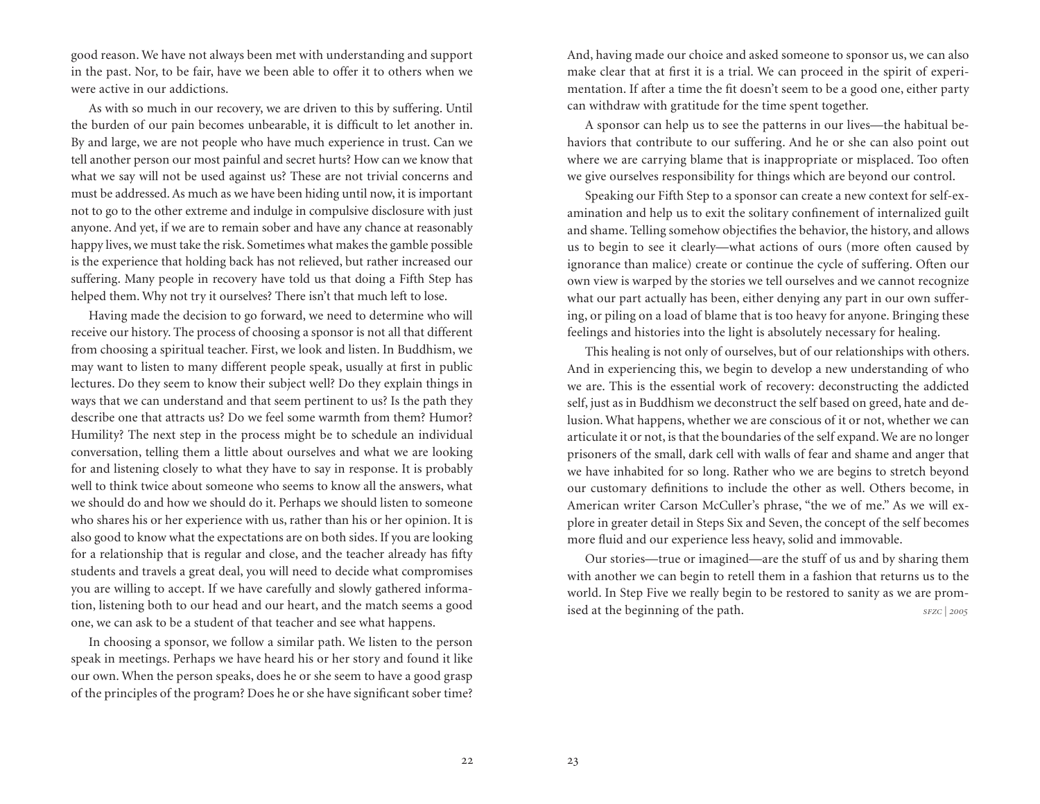good reason. We have not always been met with understanding and support in the past. Nor, to be fair, have we been able to offer it to others when we were active in our addictions.

As with so much in our recovery, we are driven to this by suffering. Until the burden of our pain becomes unbearable, it is difficult to let another in. By and large, we are not people who have much experience in trust. Can we tell another person our most painful and secret hurts? How can we know that what we say will not be used against us? These are not trivial concerns and must be addressed. As much as we have been hiding until now, it is important not to go to the other extreme and indulge in compulsive disclosure with just anyone. And yet, if we are to remain sober and have any chance at reasonably happy lives, we must take the risk. Sometimes what makes the gamble possible is the experience that holding back has not relieved, but rather increased our suffering. Many people in recovery have told us that doing a Fifth Step has helped them. Why not try it ourselves? There isn't that much left to lose.

Having made the decision to go forward, we need to determine who will receive our history. The process of choosing a sponsor is not all that different from choosing a spiritual teacher. First, we look and listen. In Buddhism, we may want to listen to many different people speak, usually at first in public lectures. Do they seem to know their subject well? Do they explain things in ways that we can understand and that seem pertinent to us? Is the path they describe one that attracts us? Do we feel some warmth from them? Humor? Humility? The next step in the process might be to schedule an individual conversation, telling them a little about ourselves and what we are looking for and listening closely to what they have to say in response. It is probably well to think twice about someone who seems to know all the answers, what we should do and how we should do it. Perhaps we should listen to someone who shares his or her experience with us, rather than his or her opinion. It is also good to know what the expectations are on both sides. If you are looking for a relationship that is regular and close, and the teacher already has fifty students and travels a great deal, you will need to decide what compromises you are willing to accept. If we have carefully and slowly gathered information, listening both to our head and our heart, and the match seems a good one, we can ask to be a student of that teacher and see what happens.

In choosing a sponsor, we follow a similar path. We listen to the person speak in meetings. Perhaps we have heard his or her story and found it like our own. When the person speaks, does he or she seem to have a good grasp of the principles of the program? Does he or she have significant sober time? And, having made our choice and asked someone to sponsor us, we can also make clear that at first it is a trial. We can proceed in the spirit of experimentation. If after a time the fit doesn't seem to be a good one, either party can withdraw with gratitude for the time spent together.

A sponsor can help us to see the patterns in our lives—the habitual behaviors that contribute to our suffering. And he or she can also point out where we are carrying blame that is inappropriate or misplaced. Too often we give ourselves responsibility for things which are beyond our control.

Speaking our Fifth Step to a sponsor can create a new context for self-examination and help us to exit the solitary confinement of internalized guilt and shame. Telling somehow objectifies the behavior, the history, and allows us to begin to see it clearly—what actions of ours (more often caused by ignorance than malice) create or continue the cycle of suffering. Often our own view is warped by the stories we tell ourselves and we cannot recognize what our part actually has been, either denying any part in our own suffering, or piling on a load of blame that is too heavy for anyone. Bringing these feelings and histories into the light is absolutely necessary for healing.

This healing is not only of ourselves, but of our relationships with others. And in experiencing this, we begin to develop a new understanding of who we are. This is the essential work of recovery: deconstructing the addicted self, just as in Buddhism we deconstruct the self based on greed, hate and delusion. What happens, whether we are conscious of it or not, whether we can articulate it or not, is that the boundaries of the self expand. We are no longer prisoners of the small, dark cell with walls of fear and shame and anger that we have inhabited for so long. Rather who we are begins to stretch beyond our customary definitions to include the other as well. Others become, in American writer Carson McCuller's phrase, "the we of me." As we will explore in greater detail in Steps Six and Seven, the concept of the self becomes more fluid and our experience less heavy, solid and immovable.

Our stories—true or imagined—are the stuff of us and by sharing them with another we can begin to retell them in a fashion that returns us to the world. In Step Five we really begin to be restored to sanity as we are promised at the beginning of the path. *SFZC | 2005*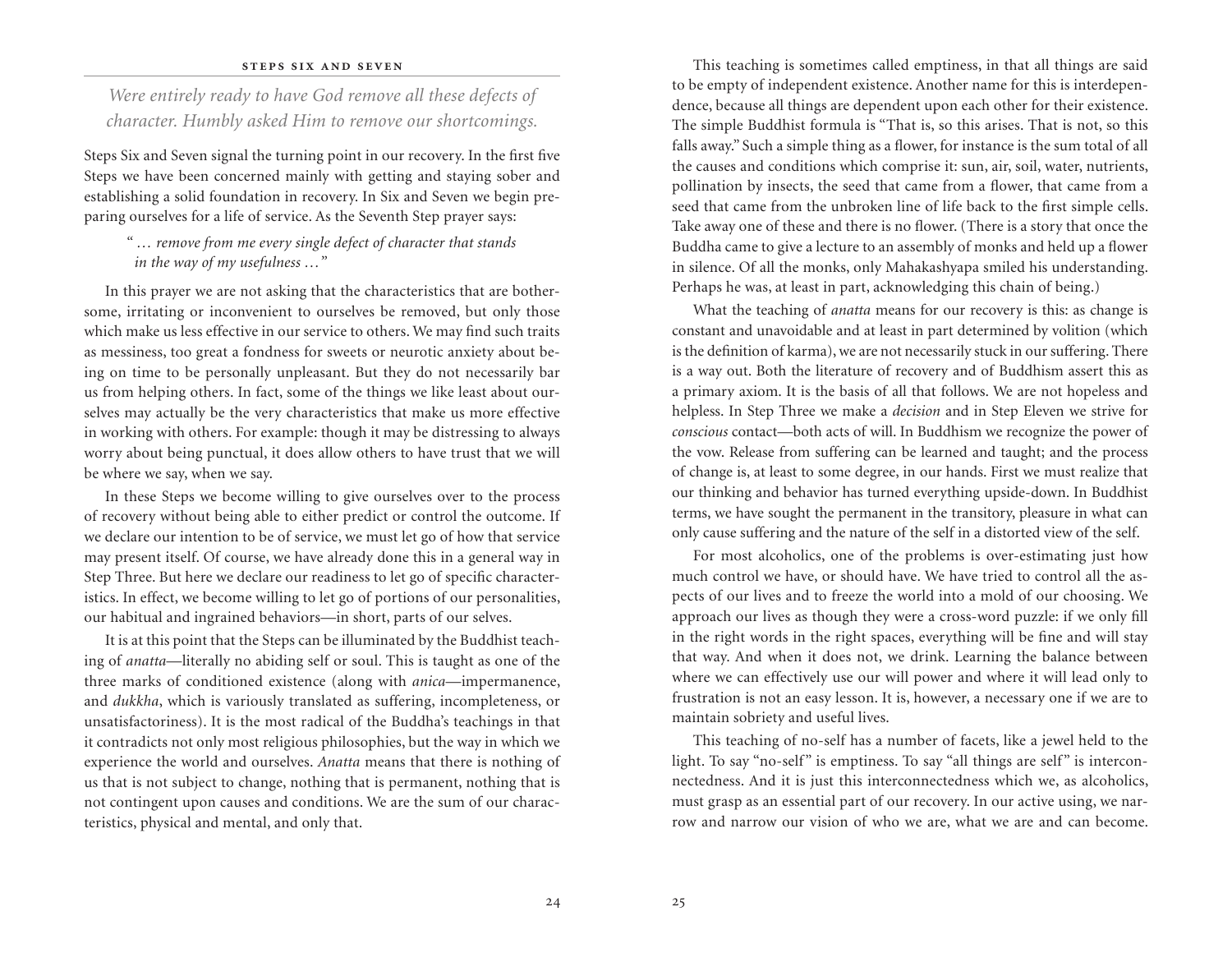*Were entirely ready to have God remove all these defects of character. Humbly asked Him to remove our shortcomings.*

Steps Six and Seven signal the turning point in our recovery. In the first five Steps we have been concerned mainly with getting and staying sober and establishing a solid foundation in recovery. In Six and Seven we begin preparing ourselves for a life of service. As the Seventh Step prayer says:

> " … *remove from me every single defect of character that stands in the way of my usefulness …*"

In this prayer we are not asking that the characteristics that are bothersome, irritating or inconvenient to ourselves be removed, but only those which make us less effective in our service to others. We may find such traits as messiness, too great a fondness for sweets or neurotic anxiety about being on time to be personally unpleasant. But they do not necessarily bar us from helping others. In fact, some of the things we like least about ourselves may actually be the very characteristics that make us more effective in working with others. For example: though it may be distressing to always worry about being punctual, it does allow others to have trust that we will be where we say, when we say.

In these Steps we become willing to give ourselves over to the process of recovery without being able to either predict or control the outcome. If we declare our intention to be of service, we must let go of how that service may present itself. Of course, we have already done this in a general way in Step Three. But here we declare our readiness to let go of specific characteristics. In effect, we become willing to let go of portions of our personalities, our habitual and ingrained behaviors—in short, parts of our selves.

It is at this point that the Steps can be illuminated by the Buddhist teaching of *anatta*—literally no abiding self or soul. This is taught as one of the three marks of conditioned existence (along with *anica*—impermanence, and *dukkha*, which is variously translated as suffering, incompleteness, or unsatisfactoriness). It is the most radical of the Buddha's teachings in that it contradicts not only most religious philosophies, but the way in which we experience the world and ourselves. *Anatta* means that there is nothing of us that is not subject to change, nothing that is permanent, nothing that is not contingent upon causes and conditions. We are the sum of our characteristics, physical and mental, and only that.

This teaching is sometimes called emptiness, in that all things are said to be empty of independent existence. Another name for this is interdependence, because all things are dependent upon each other for their existence. The simple Buddhist formula is "That is, so this arises. That is not, so this falls away." Such a simple thing as a flower, for instance is the sum total of all the causes and conditions which comprise it: sun, air, soil, water, nutrients, pollination by insects, the seed that came from a flower, that came from a seed that came from the unbroken line of life back to the first simple cells. Take away one of these and there is no flower. (There is a story that once the Buddha came to give a lecture to an assembly of monks and held up a flower in silence. Of all the monks, only Mahakashyapa smiled his understanding. Perhaps he was, at least in part, acknowledging this chain of being.)

What the teaching of *anatta* means for our recovery is this: as change is constant and unavoidable and at least in part determined by volition (which is the definition of karma), we are not necessarily stuck in our suffering. There is a way out. Both the literature of recovery and of Buddhism assert this as a primary axiom. It is the basis of all that follows. We are not hopeless and helpless. In Step Three we make a *decision* and in Step Eleven we strive for *conscious* contact—both acts of will. In Buddhism we recognize the power of the vow. Release from suffering can be learned and taught; and the process of change is, at least to some degree, in our hands. First we must realize that our thinking and behavior has turned everything upside-down. In Buddhist terms, we have sought the permanent in the transitory, pleasure in what can only cause suffering and the nature of the self in a distorted view of the self.

For most alcoholics, one of the problems is over-estimating just how much control we have, or should have. We have tried to control all the aspects of our lives and to freeze the world into a mold of our choosing. We approach our lives as though they were a cross-word puzzle: if we only fill in the right words in the right spaces, everything will be fine and will stay that way. And when it does not, we drink. Learning the balance between where we can effectively use our will power and where it will lead only to frustration is not an easy lesson. It is, however, a necessary one if we are to maintain sobriety and useful lives.

This teaching of no-self has a number of facets, like a jewel held to the light. To say "no-self" is emptiness. To say "all things are self" is interconnectedness. And it is just this interconnectedness which we, as alcoholics, must grasp as an essential part of our recovery. In our active using, we narrow and narrow our vision of who we are, what we are and can become.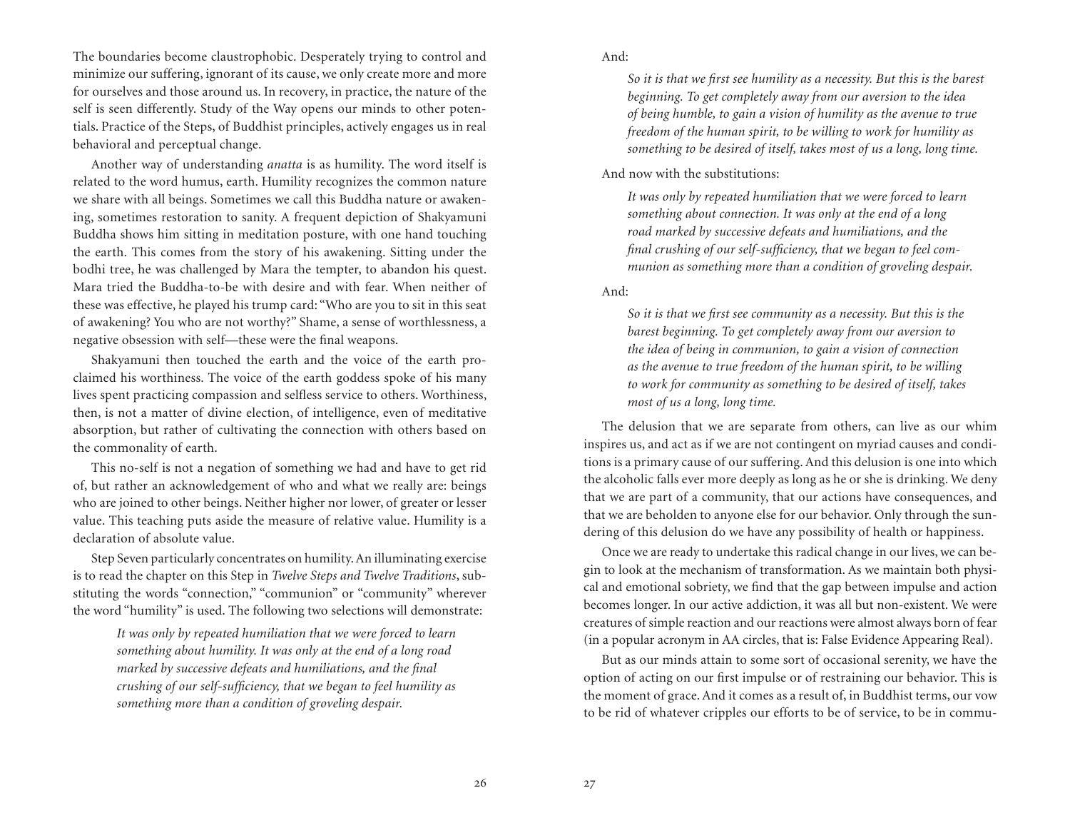The boundaries become claustrophobic. Desperately trying to control and minimize our suffering, ignorant of its cause, we only create more and more for ourselves and those around us. In recovery, in practice, the nature of the self is seen differently. Study of the Way opens our minds to other potentials. Practice of the Steps, of Buddhist principles, actively engages us in real behavioral and perceptual change.

Another way of understanding *anatta* is as humility. The word itself is related to the word humus, earth. Humility recognizes the common nature we share with all beings. Sometimes we call this Buddha nature or awakening, sometimes restoration to sanity. A frequent depiction of Shakyamuni Buddha shows him sitting in meditation posture, with one hand touching the earth. This comes from the story of his awakening. Sitting under the bodhi tree, he was challenged by Mara the tempter, to abandon his quest. Mara tried the Buddha-to-be with desire and with fear. When neither of these was effective, he played his trump card: "Who are you to sit in this seat of awakening? You who are not worthy?" Shame, a sense of worthlessness, a negative obsession with self—these were the final weapons.

Shakyamuni then touched the earth and the voice of the earth proclaimed his worthiness. The voice of the earth goddess spoke of his many lives spent practicing compassion and selfless service to others. Worthiness, then, is not a matter of divine election, of intelligence, even of meditative absorption, but rather of cultivating the connection with others based on the commonality of earth.

This no-self is not a negation of something we had and have to get rid of, but rather an acknowledgement of who and what we really are: beings who are joined to other beings. Neither higher nor lower, of greater or lesser value. This teaching puts aside the measure of relative value. Humility is a declaration of absolute value.

Step Seven particularly concentrates on humility. An illuminating exercise is to read the chapter on this Step in *Twelve Steps and Twelve Traditions*, substituting the words "connection," "communion" or "community" wherever the word "humility" is used. The following two selections will demonstrate:

> *It was only by repeated humiliation that we were forced to learn something about humility. It was only at the end of a long road marked by successive defeats and humiliations, and the final crushing of our self-sufficiency, that we began to feel humility as something more than a condition of groveling despair.*

And:

> *So it is that we first see humility as a necessity. But this is the barest beginning. To get completely away from our aversion to the idea of being humble, to gain a vision of humility as the avenue to true freedom of the human spirit, to be willing to work for humility as something to be desired of itself, takes most of us a long, long time.*

And now with the substitutions:

> *It was only by repeated humiliation that we were forced to learn something about connection. It was only at the end of a long road marked by successive defeats and humiliations, and the final crushing of our self-sufficiency, that we began to feel communion as something more than a condition of groveling despair.*

And:

> *So it is that we first see community as a necessity. But this is the barest beginning. To get completely away from our aversion to the idea of being in communion, to gain a vision of connection as the avenue to true freedom of the human spirit, to be willing to work for community as something to be desired of itself, takes most of us a long, long time.*

The delusion that we are separate from others, can live as our whim inspires us, and act as if we are not contingent on myriad causes and conditions is a primary cause of our suffering. And this delusion is one into which the alcoholic falls ever more deeply as long as he or she is drinking. We deny that we are part of a community, that our actions have consequences, and that we are beholden to anyone else for our behavior. Only through the sundering of this delusion do we have any possibility of health or happiness.

Once we are ready to undertake this radical change in our lives, we can begin to look at the mechanism of transformation. As we maintain both physical and emotional sobriety, we find that the gap between impulse and action becomes longer. In our active addiction, it was all but non-existent. We were creatures of simple reaction and our reactions were almost always born of fear (in a popular acronym in AA circles, that is: False Evidence Appearing Real).

But as our minds attain to some sort of occasional serenity, we have the option of acting on our first impulse or of restraining our behavior. This is the moment of grace. And it comes as a result of, in Buddhist terms, our vow to be rid of whatever cripples our efforts to be of service, to be in commu-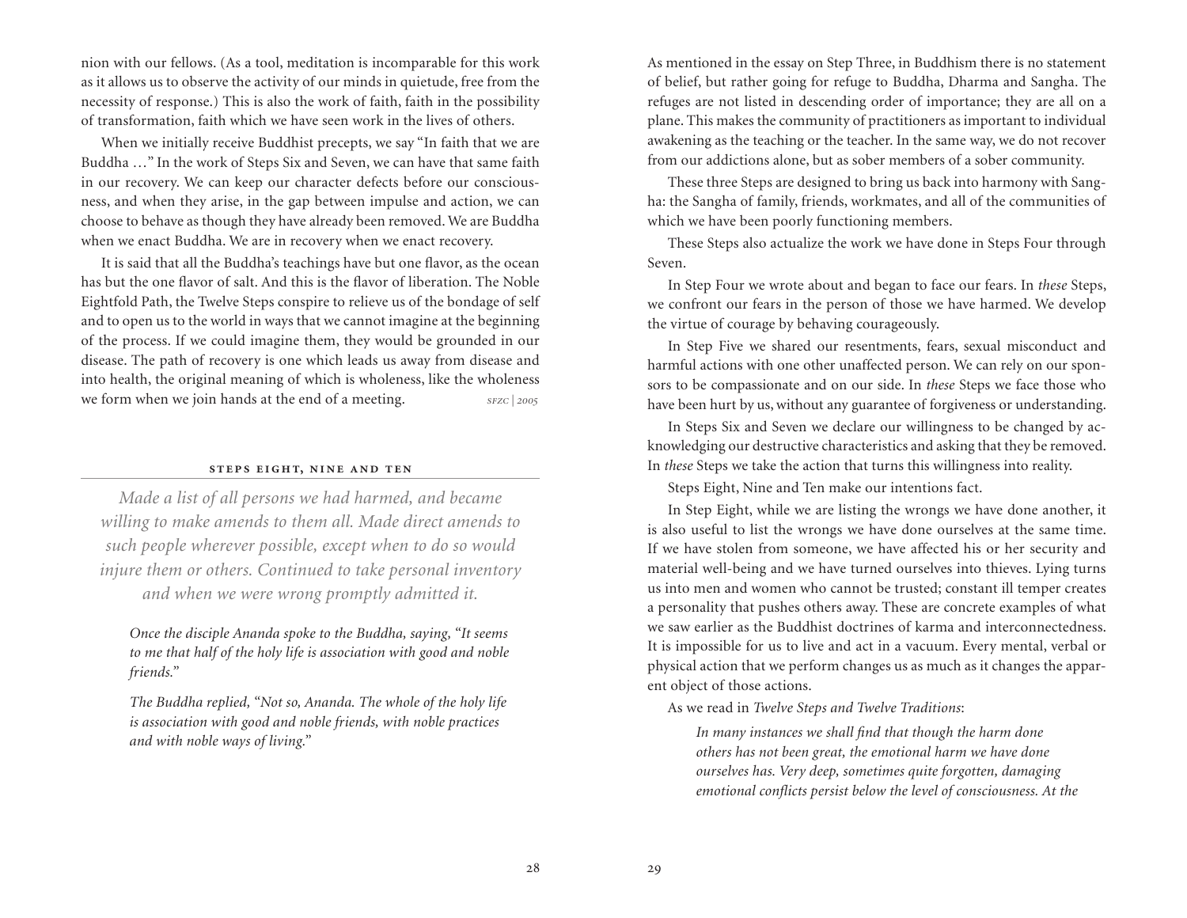nion with our fellows. (As a tool, meditation is incomparable for this work as it allows us to observe the activity of our minds in quietude, free from the necessity of response.) This is also the work of faith, faith in the possibility of transformation, faith which we have seen work in the lives of others.

When we initially receive Buddhist precepts, we say "In faith that we are Buddha …" In the work of Steps Six and Seven, we can have that same faith in our recovery. We can keep our character defects before our consciousness, and when they arise, in the gap between impulse and action, we can choose to behave as though they have already been removed. We are Buddha when we enact Buddha. We are in recovery when we enact recovery.

It is said that all the Buddha's teachings have but one flavor, as the ocean has but the one flavor of salt. And this is the flavor of liberation. The Noble Eightfold Path, the Twelve Steps conspire to relieve us of the bondage of self and to open us to the world in ways that we cannot imagine at the beginning of the process. If we could imagine them, they would be grounded in our disease. The path of recovery is one which leads us away from disease and into health, the original meaning of which is wholeness, like the wholeness we form when we join hands at the end of a meeting. *SFZC | 2005*

## STEPS EIGHT, NINE AND TEN

*Made a list of all persons we had harmed, and became willing to make amends to them all. Made direct amends to such people wherever possible, except when to do so would injure them or others. Continued to take personal inventory and when we were wrong promptly admitted it.*

> *Once the disciple Ananda spoke to the Buddha, saying, "It seems to me that half of the holy life is association with good and noble friends."*
>
> *The Buddha replied, "Not so, Ananda. The whole of the holy life is association with good and noble friends, with noble practices and with noble ways of living."*

As mentioned in the essay on Step Three, in Buddhism there is no statement of belief, but rather going for refuge to Buddha, Dharma and Sangha. The refuges are not listed in descending order of importance; they are all on a plane. This makes the community of practitioners as important to individual awakening as the teaching or the teacher. In the same way, we do not recover from our addictions alone, but as sober members of a sober community.

These three Steps are designed to bring us back into harmony with Sangha: the Sangha of family, friends, workmates, and all of the communities of which we have been poorly functioning members.

These Steps also actualize the work we have done in Steps Four through Seven.

In Step Four we wrote about and began to face our fears. In *these* Steps, we confront our fears in the person of those we have harmed. We develop the virtue of courage by behaving courageously.

In Step Five we shared our resentments, fears, sexual misconduct and harmful actions with one other unaffected person. We can rely on our sponsors to be compassionate and on our side. In *these* Steps we face those who have been hurt by us, without any guarantee of forgiveness or understanding.

In Steps Six and Seven we declare our willingness to be changed by acknowledging our destructive characteristics and asking that they be removed. In *these* Steps we take the action that turns this willingness into reality.

Steps Eight, Nine and Ten make our intentions fact.

In Step Eight, while we are listing the wrongs we have done another, it is also useful to list the wrongs we have done ourselves at the same time. If we have stolen from someone, we have affected his or her security and material well-being and we have turned ourselves into thieves. Lying turns us into men and women who cannot be trusted; constant ill temper creates a personality that pushes others away. These are concrete examples of what we saw earlier as the Buddhist doctrines of karma and interconnectedness. It is impossible for us to live and act in a vacuum. Every mental, verbal or physical action that we perform changes us as much as it changes the apparent object of those actions.

As we read in *Twelve Steps and Twelve Traditions*:

> *In many instances we shall find that though the harm done others has not been great, the emotional harm we have done ourselves has. Very deep, sometimes quite forgotten, damaging emotional conflicts persist below the level of consciousness. At the*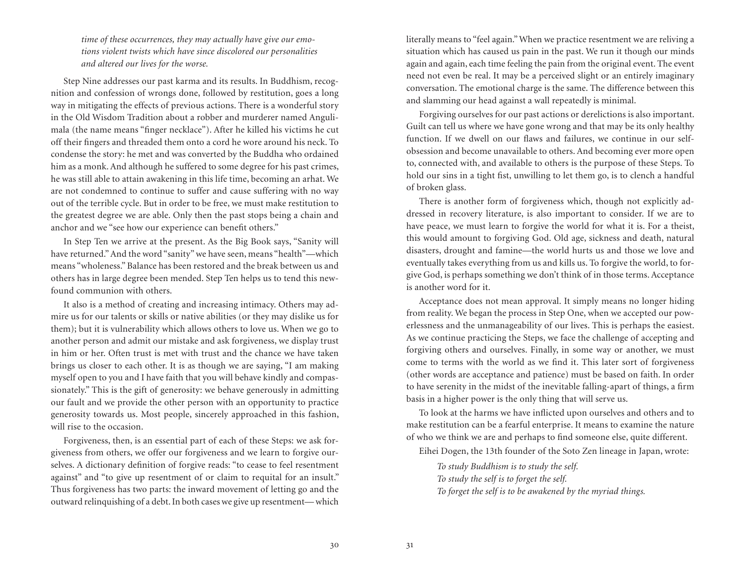*time of these occurrences, they may actually have give our emotions violent twists which have since discolored our personalities and altered our lives for the worse.*

Step Nine addresses our past karma and its results. In Buddhism, recognition and confession of wrongs done, followed by restitution, goes a long way in mitigating the effects of previous actions. There is a wonderful story in the Old Wisdom Tradition about a robber and murderer named Angulimala (the name means "finger necklace"). After he killed his victims he cut off their fingers and threaded them onto a cord he wore around his neck. To condense the story: he met and was converted by the Buddha who ordained him as a monk. And although he suffered to some degree for his past crimes, he was still able to attain awakening in this life time, becoming an arhat. We are not condemned to continue to suffer and cause suffering with no way out of the terrible cycle. But in order to be free, we must make restitution to the greatest degree we are able. Only then the past stops being a chain and anchor and we "see how our experience can benefit others."

In Step Ten we arrive at the present. As the Big Book says, "Sanity will have returned." And the word "sanity" we have seen, means "health"—which means "wholeness." Balance has been restored and the break between us and others has in large degree been mended. Step Ten helps us to tend this newfound communion with others.

It also is a method of creating and increasing intimacy. Others may admire us for our talents or skills or native abilities (or they may dislike us for them); but it is vulnerability which allows others to love us. When we go to another person and admit our mistake and ask forgiveness, we display trust in him or her. Often trust is met with trust and the chance we have taken brings us closer to each other. It is as though we are saying, "I am making myself open to you and I have faith that you will behave kindly and compassionately." This is the gift of generosity: we behave generously in admitting our fault and we provide the other person with an opportunity to practice generosity towards us. Most people, sincerely approached in this fashion, will rise to the occasion.

Forgiveness, then, is an essential part of each of these Steps: we ask forgiveness from others, we offer our forgiveness and we learn to forgive ourselves. A dictionary definition of forgive reads: "to cease to feel resentment against" and "to give up resentment of or claim to requital for an insult." Thus forgiveness has two parts: the inward movement of letting go and the outward relinquishing of a debt. In both cases we give up resentment— which literally means to "feel again." When we practice resentment we are reliving a situation which has caused us pain in the past. We run it though our minds again and again, each time feeling the pain from the original event. The event need not even be real. It may be a perceived slight or an entirely imaginary conversation. The emotional charge is the same. The difference between this and slamming our head against a wall repeatedly is minimal.

Forgiving ourselves for our past actions or derelictions is also important. Guilt can tell us where we have gone wrong and that may be its only healthy function. If we dwell on our flaws and failures, we continue in our self-obsession and become unavailable to others. And becoming ever more open to, connected with, and available to others is the purpose of these Steps. To hold our sins in a tight fist, unwilling to let them go, is to clench a handful of broken glass.

There is another form of forgiveness which, though not explicitly addressed in recovery literature, is also important to consider. If we are to have peace, we must learn to forgive the world for what it is. For a theist, this would amount to forgiving God. Old age, sickness and death, natural disasters, drought and famine—the world hurts us and those we love and eventually takes everything from us and kills us. To forgive the world, to forgive God, is perhaps something we don't think of in those terms. Acceptance is another word for it.

Acceptance does not mean approval. It simply means no longer hiding from reality. We began the process in Step One, when we accepted our powerlessness and the unmanageability of our lives. This is perhaps the easiest. As we continue practicing the Steps, we face the challenge of accepting and forgiving others and ourselves. Finally, in some way or another, we must come to terms with the world as we find it. This later sort of forgiveness (other words are acceptance and patience) must be based on faith. In order to have serenity in the midst of the inevitable falling-apart of things, a firm basis in a higher power is the only thing that will serve us.

To look at the harms we have inflicted upon ourselves and others and to make restitution can be a fearful enterprise. It means to examine the nature of who we think we are and perhaps to find someone else, quite different.

Eihei Dogen, the 13th founder of the Soto Zen lineage in Japan, wrote:

*To study Buddhism is to study the self.*
*To study the self is to forget the self.*
*To forget the self is to be awakened by the myriad things.*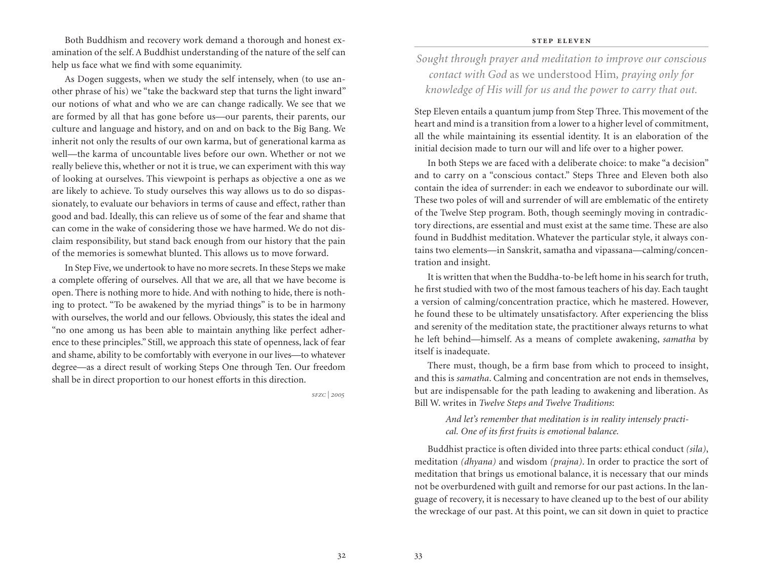Both Buddhism and recovery work demand a thorough and honest examination of the self. A Buddhist understanding of the nature of the self can help us face what we find with some equanimity.

As Dogen suggests, when we study the self intensely, when (to use another phrase of his) we "take the backward step that turns the light inward" our notions of what and who we are can change radically. We see that we are formed by all that has gone before us—our parents, their parents, our culture and language and history, and on and on back to the Big Bang. We inherit not only the results of our own karma, but of generational karma as well—the karma of uncountable lives before our own. Whether or not we really believe this, whether or not it is true, we can experiment with this way of looking at ourselves. This viewpoint is perhaps as objective a one as we are likely to achieve. To study ourselves this way allows us to do so dispassionately, to evaluate our behaviors in terms of cause and effect, rather than good and bad. Ideally, this can relieve us of some of the fear and shame that can come in the wake of considering those we have harmed. We do not disclaim responsibility, but stand back enough from our history that the pain of the memories is somewhat blunted. This allows us to move forward.

In Step Five, we undertook to have no more secrets. In these Steps we make a complete offering of ourselves. All that we are, all that we have become is open. There is nothing more to hide. And with nothing to hide, there is nothing to protect. "To be awakened by the myriad things" is to be in harmony with ourselves, the world and our fellows. Obviously, this states the ideal and "no one among us has been able to maintain anything like perfect adherence to these principles." Still, we approach this state of openness, lack of fear and shame, ability to be comfortably with everyone in our lives—to whatever degree—as a direct result of working Steps One through Ten. Our freedom shall be in direct proportion to our honest efforts in this direction.

*SFZC | 2005*

## STEP ELEVEN

*Sought through prayer and meditation to improve our conscious contact with God* as we understood Him, *praying only for knowledge of His will for us and the power to carry that out.*

Step Eleven entails a quantum jump from Step Three. This movement of the heart and mind is a transition from a lower to a higher level of commitment, all the while maintaining its essential identity. It is an elaboration of the initial decision made to turn our will and life over to a higher power.

In both Steps we are faced with a deliberate choice: to make "a decision" and to carry on a "conscious contact." Steps Three and Eleven both also contain the idea of surrender: in each we endeavor to subordinate our will. These two poles of will and surrender of will are emblematic of the entirety of the Twelve Step program. Both, though seemingly moving in contradictory directions, are essential and must exist at the same time. These are also found in Buddhist meditation. Whatever the particular style, it always contains two elements—in Sanskrit, samatha and vipassana—calming/concentration and insight.

It is written that when the Buddha-to-be left home in his search for truth, he first studied with two of the most famous teachers of his day. Each taught a version of calming/concentration practice, which he mastered. However, he found these to be ultimately unsatisfactory. After experiencing the bliss and serenity of the meditation state, the practitioner always returns to what he left behind—himself. As a means of complete awakening, *samatha* by itself is inadequate.

There must, though, be a firm base from which to proceed to insight, and this is *samatha*. Calming and concentration are not ends in themselves, but are indispensable for the path leading to awakening and liberation. As Bill W. writes in *Twelve Steps and Twelve Traditions*:

> *And let's remember that meditation is in reality intensely practical. One of its first fruits is emotional balance.*

Buddhist practice is often divided into three parts: ethical conduct *(sila)*, meditation *(dhyana)* and wisdom *(prajna)*. In order to practice the sort of meditation that brings us emotional balance, it is necessary that our minds not be overburdened with guilt and remorse for our past actions. In the language of recovery, it is necessary to have cleaned up to the best of our ability the wreckage of our past. At this point, we can sit down in quiet to practice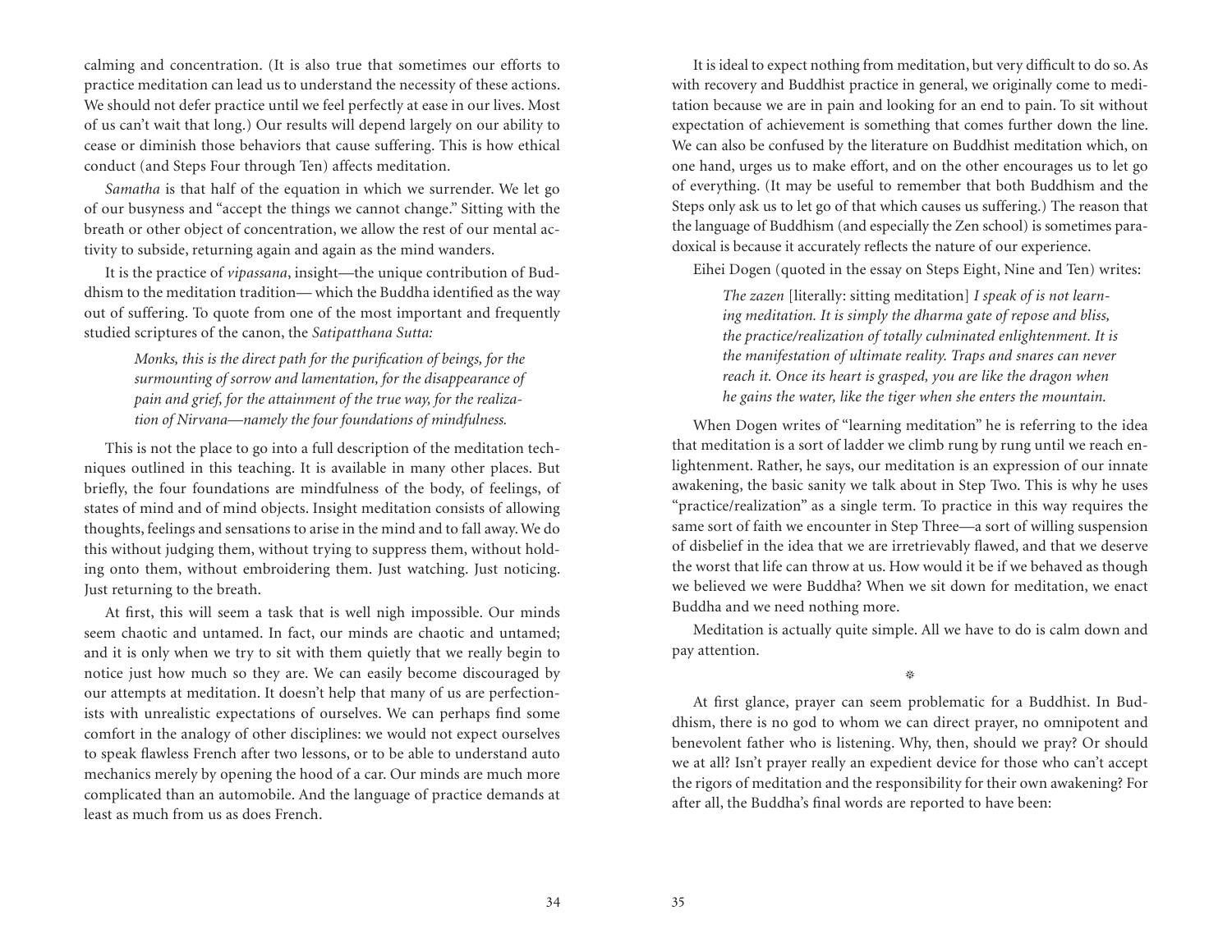calming and concentration. (It is also true that sometimes our efforts to practice meditation can lead us to understand the necessity of these actions. We should not defer practice until we feel perfectly at ease in our lives. Most of us can't wait that long.) Our results will depend largely on our ability to cease or diminish those behaviors that cause suffering. This is how ethical conduct (and Steps Four through Ten) affects meditation.

*Samatha* is that half of the equation in which we surrender. We let go of our busyness and "accept the things we cannot change." Sitting with the breath or other object of concentration, we allow the rest of our mental activity to subside, returning again and again as the mind wanders.

It is the practice of *vipassana*, insight—the unique contribution of Buddhism to the meditation tradition— which the Buddha identified as the way out of suffering. To quote from one of the most important and frequently studied scriptures of the canon, the *Satipatthana Sutta:*

> *Monks, this is the direct path for the purification of beings, for the surmounting of sorrow and lamentation, for the disappearance of pain and grief, for the attainment of the true way, for the realization of Nirvana—namely the four foundations of mindfulness.*

This is not the place to go into a full description of the meditation techniques outlined in this teaching. It is available in many other places. But briefly, the four foundations are mindfulness of the body, of feelings, of states of mind and of mind objects. Insight meditation consists of allowing thoughts, feelings and sensations to arise in the mind and to fall away. We do this without judging them, without trying to suppress them, without holding onto them, without embroidering them. Just watching. Just noticing. Just returning to the breath.

At first, this will seem a task that is well nigh impossible. Our minds seem chaotic and untamed. In fact, our minds are chaotic and untamed; and it is only when we try to sit with them quietly that we really begin to notice just how much so they are. We can easily become discouraged by our attempts at meditation. It doesn't help that many of us are perfectionists with unrealistic expectations of ourselves. We can perhaps find some comfort in the analogy of other disciplines: we would not expect ourselves to speak flawless French after two lessons, or to be able to understand auto mechanics merely by opening the hood of a car. Our minds are much more complicated than an automobile. And the language of practice demands at least as much from us as does French.

It is ideal to expect nothing from meditation, but very difficult to do so. As with recovery and Buddhist practice in general, we originally come to meditation because we are in pain and looking for an end to pain. To sit without expectation of achievement is something that comes further down the line. We can also be confused by the literature on Buddhist meditation which, on one hand, urges us to make effort, and on the other encourages us to let go of everything. (It may be useful to remember that both Buddhism and the Steps only ask us to let go of that which causes us suffering.) The reason that the language of Buddhism (and especially the Zen school) is sometimes paradoxical is because it accurately reflects the nature of our experience.

Eihei Dogen (quoted in the essay on Steps Eight, Nine and Ten) writes:

> *The zazen* [literally: sitting meditation] *I speak of is not learning meditation. It is simply the dharma gate of repose and bliss, the practice/realization of totally culminated enlightenment. It is the manifestation of ultimate reality. Traps and snares can never reach it. Once its heart is grasped, you are like the dragon when he gains the water, like the tiger when she enters the mountain.*

When Dogen writes of "learning meditation" he is referring to the idea that meditation is a sort of ladder we climb rung by rung until we reach enlightenment. Rather, he says, our meditation is an expression of our innate awakening, the basic sanity we talk about in Step Two. This is why he uses "practice/realization" as a single term. To practice in this way requires the same sort of faith we encounter in Step Three—a sort of willing suspension of disbelief in the idea that we are irretrievably flawed, and that we deserve the worst that life can throw at us. How would it be if we behaved as though we believed we were Buddha? When we sit down for meditation, we enact Buddha and we need nothing more.

Meditation is actually quite simple. All we have to do is calm down and pay attention.

☼

At first glance, prayer can seem problematic for a Buddhist. In Buddhism, there is no god to whom we can direct prayer, no omnipotent and benevolent father who is listening. Why, then, should we pray? Or should we at all? Isn't prayer really an expedient device for those who can't accept the rigors of meditation and the responsibility for their own awakening? For after all, the Buddha's final words are reported to have been: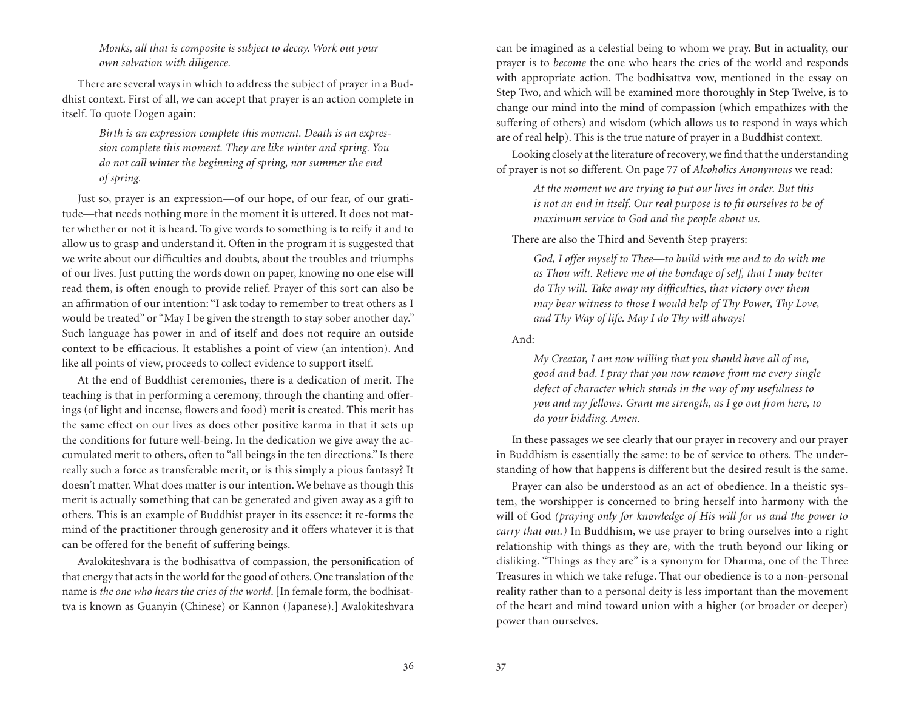*Monks, all that is composite is subject to decay. Work out your own salvation with diligence.*

There are several ways in which to address the subject of prayer in a Buddhist context. First of all, we can accept that prayer is an action complete in itself. To quote Dogen again:

> *Birth is an expression complete this moment. Death is an expression complete this moment. They are like winter and spring. You do not call winter the beginning of spring, nor summer the end of spring.*

Just so, prayer is an expression—of our hope, of our fear, of our gratitude—that needs nothing more in the moment it is uttered. It does not matter whether or not it is heard. To give words to something is to reify it and to allow us to grasp and understand it. Often in the program it is suggested that we write about our difficulties and doubts, about the troubles and triumphs of our lives. Just putting the words down on paper, knowing no one else will read them, is often enough to provide relief. Prayer of this sort can also be an affirmation of our intention: "I ask today to remember to treat others as I would be treated" or "May I be given the strength to stay sober another day." Such language has power in and of itself and does not require an outside context to be efficacious. It establishes a point of view (an intention). And like all points of view, proceeds to collect evidence to support itself.

At the end of Buddhist ceremonies, there is a dedication of merit. The teaching is that in performing a ceremony, through the chanting and offerings (of light and incense, flowers and food) merit is created. This merit has the same effect on our lives as does other positive karma in that it sets up the conditions for future well-being. In the dedication we give away the accumulated merit to others, often to "all beings in the ten directions." Is there really such a force as transferable merit, or is this simply a pious fantasy? It doesn't matter. What does matter is our intention. We behave as though this merit is actually something that can be generated and given away as a gift to others. This is an example of Buddhist prayer in its essence: it re-forms the mind of the practitioner through generosity and it offers whatever it is that can be offered for the benefit of suffering beings.

Avalokiteshvara is the bodhisattva of compassion, the personification of that energy that acts in the world for the good of others. One translation of the name is *the one who hears the cries of the world*. [In female form, the bodhisattva is known as Guanyin (Chinese) or Kannon (Japanese).] Avalokiteshvara can be imagined as a celestial being to whom we pray. But in actuality, our prayer is to *become* the one who hears the cries of the world and responds with appropriate action. The bodhisattva vow, mentioned in the essay on Step Two, and which will be examined more thoroughly in Step Twelve, is to change our mind into the mind of compassion (which empathizes with the suffering of others) and wisdom (which allows us to respond in ways which are of real help). This is the true nature of prayer in a Buddhist context.

Looking closely at the literature of recovery, we find that the understanding of prayer is not so different. On page 77 of *Alcoholics Anonymous* we read:

> *At the moment we are trying to put our lives in order. But this is not an end in itself. Our real purpose is to fit ourselves to be of maximum service to God and the people about us.*

There are also the Third and Seventh Step prayers:

> *God, I offer myself to Thee—to build with me and to do with me as Thou wilt. Relieve me of the bondage of self, that I may better do Thy will. Take away my difficulties, that victory over them may bear witness to those I would help of Thy Power, Thy Love, and Thy Way of life. May I do Thy will always!*

And:

> *My Creator, I am now willing that you should have all of me, good and bad. I pray that you now remove from me every single defect of character which stands in the way of my usefulness to you and my fellows. Grant me strength, as I go out from here, to do your bidding. Amen.*

In these passages we see clearly that our prayer in recovery and our prayer in Buddhism is essentially the same: to be of service to others. The understanding of how that happens is different but the desired result is the same.

Prayer can also be understood as an act of obedience. In a theistic system, the worshipper is concerned to bring herself into harmony with the will of God *(praying only for knowledge of His will for us and the power to carry that out.)* In Buddhism, we use prayer to bring ourselves into a right relationship with things as they are, with the truth beyond our liking or disliking. "Things as they are" is a synonym for Dharma, one of the Three Treasures in which we take refuge. That our obedience is to a non-personal reality rather than to a personal deity is less important than the movement of the heart and mind toward union with a higher (or broader or deeper) power than ourselves.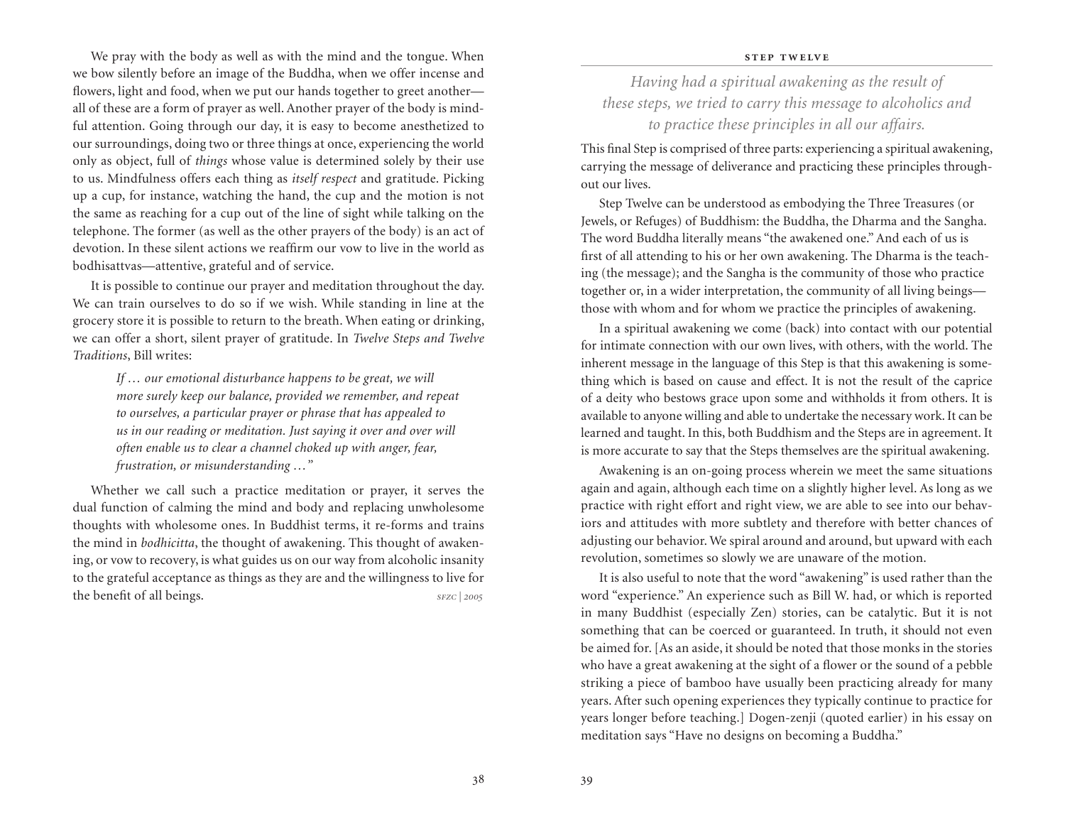We pray with the body as well as with the mind and the tongue. When we bow silently before an image of the Buddha, when we offer incense and flowers, light and food, when we put our hands together to greet another—all of these are a form of prayer as well. Another prayer of the body is mindful attention. Going through our day, it is easy to become anesthetized to our surroundings, doing two or three things at once, experiencing the world only as object, full of *things* whose value is determined solely by their use to us. Mindfulness offers each thing as *itself respect* and gratitude. Picking up a cup, for instance, watching the hand, the cup and the motion is not the same as reaching for a cup out of the line of sight while talking on the telephone. The former (as well as the other prayers of the body) is an act of devotion. In these silent actions we reaffirm our vow to live in the world as bodhisattvas—attentive, grateful and of service.

It is possible to continue our prayer and meditation throughout the day. We can train ourselves to do so if we wish. While standing in line at the grocery store it is possible to return to the breath. When eating or drinking, we can offer a short, silent prayer of gratitude. In *Twelve Steps and Twelve Traditions*, Bill writes:

> *If … our emotional disturbance happens to be great, we will more surely keep our balance, provided we remember, and repeat to ourselves, a particular prayer or phrase that has appealed to us in our reading or meditation. Just saying it over and over will often enable us to clear a channel choked up with anger, fear, frustration, or misunderstanding …"*

Whether we call such a practice meditation or prayer, it serves the dual function of calming the mind and body and replacing unwholesome thoughts with wholesome ones. In Buddhist terms, it re-forms and trains the mind in *bodhicitta*, the thought of awakening. This thought of awakening, or vow to recovery, is what guides us on our way from alcoholic insanity to the grateful acceptance as things as they are and the willingness to live for the benefit of all beings. *sfzc | 2005*

## Step Twelve

*Having had a spiritual awakening as the result of these steps, we tried to carry this message to alcoholics and to practice these principles in all our affairs.*

This final Step is comprised of three parts: experiencing a spiritual awakening, carrying the message of deliverance and practicing these principles throughout our lives.

Step Twelve can be understood as embodying the Three Treasures (or Jewels, or Refuges) of Buddhism: the Buddha, the Dharma and the Sangha. The word Buddha literally means "the awakened one." And each of us is first of all attending to his or her own awakening. The Dharma is the teaching (the message); and the Sangha is the community of those who practice together or, in a wider interpretation, the community of all living beings—those with whom and for whom we practice the principles of awakening.

In a spiritual awakening we come (back) into contact with our potential for intimate connection with our own lives, with others, with the world. The inherent message in the language of this Step is that this awakening is something which is based on cause and effect. It is not the result of the caprice of a deity who bestows grace upon some and withholds it from others. It is available to anyone willing and able to undertake the necessary work. It can be learned and taught. In this, both Buddhism and the Steps are in agreement. It is more accurate to say that the Steps themselves are the spiritual awakening.

Awakening is an on-going process wherein we meet the same situations again and again, although each time on a slightly higher level. As long as we practice with right effort and right view, we are able to see into our behaviors and attitudes with more subtlety and therefore with better chances of adjusting our behavior. We spiral around and around, but upward with each revolution, sometimes so slowly we are unaware of the motion.

It is also useful to note that the word "awakening" is used rather than the word "experience." An experience such as Bill W. had, or which is reported in many Buddhist (especially Zen) stories, can be catalytic. But it is not something that can be coerced or guaranteed. In truth, it should not even be aimed for. [As an aside, it should be noted that those monks in the stories who have a great awakening at the sight of a flower or the sound of a pebble striking a piece of bamboo have usually been practicing already for many years. After such opening experiences they typically continue to practice for years longer before teaching.] Dogen-zenji (quoted earlier) in his essay on meditation says "Have no designs on becoming a Buddha."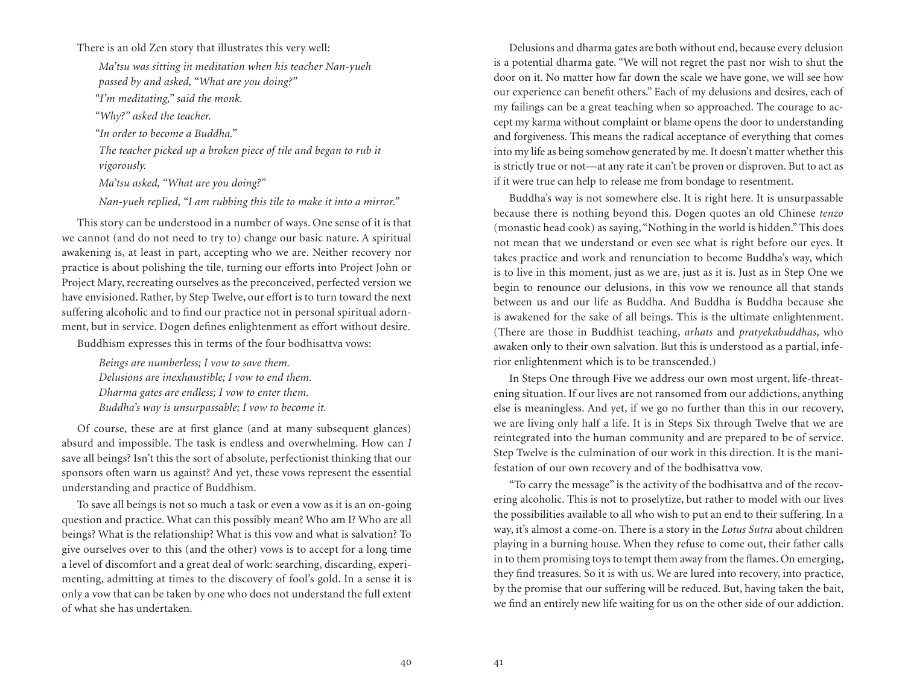There is an old Zen story that illustrates this very well:

> *Ma'tsu was sitting in meditation when his teacher Nan-yueh passed by and asked, "What are you doing?"*
>
> *"I'm meditating," said the monk.*
>
> *"Why?" asked the teacher.*
>
> *"In order to become a Buddha."*
>
> *The teacher picked up a broken piece of tile and began to rub it vigorously.*
>
> *Ma'tsu asked, "What are you doing?"*
>
> *Nan-yueh replied, "I am rubbing this tile to make it into a mirror."*

This story can be understood in a number of ways. One sense of it is that we cannot (and do not need to try to) change our basic nature. A spiritual awakening is, at least in part, accepting who we are. Neither recovery nor practice is about polishing the tile, turning our efforts into Project John or Project Mary, recreating ourselves as the preconceived, perfected version we have envisioned. Rather, by Step Twelve, our effort is to turn toward the next suffering alcoholic and to find our practice not in personal spiritual adornment, but in service. Dogen defines enlightenment as effort without desire.

Buddhism expresses this in terms of the four bodhisattva vows:

> *Beings are numberless; I vow to save them.*
> *Delusions are inexhaustible; I vow to end them.*
> *Dharma gates are endless; I vow to enter them.*
> *Buddha's way is unsurpassable; I vow to become it.*

Of course, these are at first glance (and at many subsequent glances) absurd and impossible. The task is endless and overwhelming. How can *I* save all beings? Isn't this the sort of absolute, perfectionist thinking that our sponsors often warn us against? And yet, these vows represent the essential understanding and practice of Buddhism.

To save all beings is not so much a task or even a vow as it is an on-going question and practice. What can this possibly mean? Who am I? Who are all beings? What is the relationship? What is this vow and what is salvation? To give ourselves over to this (and the other) vows is to accept for a long time a level of discomfort and a great deal of work: searching, discarding, experimenting, admitting at times to the discovery of fool's gold. In a sense it is only a vow that can be taken by one who does not understand the full extent of what she has undertaken.

Delusions and dharma gates are both without end, because every delusion is a potential dharma gate. "We will not regret the past nor wish to shut the door on it. No matter how far down the scale we have gone, we will see how our experience can benefit others." Each of my delusions and desires, each of my failings can be a great teaching when so approached. The courage to accept my karma without complaint or blame opens the door to understanding and forgiveness. This means the radical acceptance of everything that comes into my life as being somehow generated by me. It doesn't matter whether this is strictly true or not—at any rate it can't be proven or disproven. But to act as if it were true can help to release me from bondage to resentment.

Buddha's way is not somewhere else. It is right here. It is unsurpassable because there is nothing beyond this. Dogen quotes an old Chinese *tenzo* (monastic head cook) as saying, "Nothing in the world is hidden." This does not mean that we understand or even see what is right before our eyes. It takes practice and work and renunciation to become Buddha's way, which is to live in this moment, just as we are, just as it is. Just as in Step One we begin to renounce our delusions, in this vow we renounce all that stands between us and our life as Buddha. And Buddha is Buddha because she is awakened for the sake of all beings. This is the ultimate enlightenment. (There are those in Buddhist teaching, *arhats* and *pratyekabuddhas*, who awaken only to their own salvation. But this is understood as a partial, inferior enlightenment which is to be transcended.)

In Steps One through Five we address our own most urgent, life-threatening situation. If our lives are not ransomed from our addictions, anything else is meaningless. And yet, if we go no further than this in our recovery, we are living only half a life. It is in Steps Six through Twelve that we are reintegrated into the human community and are prepared to be of service. Step Twelve is the culmination of our work in this direction. It is the manifestation of our own recovery and of the bodhisattva vow.

"To carry the message" is the activity of the bodhisattva and of the recovering alcoholic. This is not to proselytize, but rather to model with our lives the possibilities available to all who wish to put an end to their suffering. In a way, it's almost a come-on. There is a story in the *Lotus Sutra* about children playing in a burning house. When they refuse to come out, their father calls in to them promising toys to tempt them away from the flames. On emerging, they find treasures. So it is with us. We are lured into recovery, into practice, by the promise that our suffering will be reduced. But, having taken the bait, we find an entirely new life waiting for us on the other side of our addiction.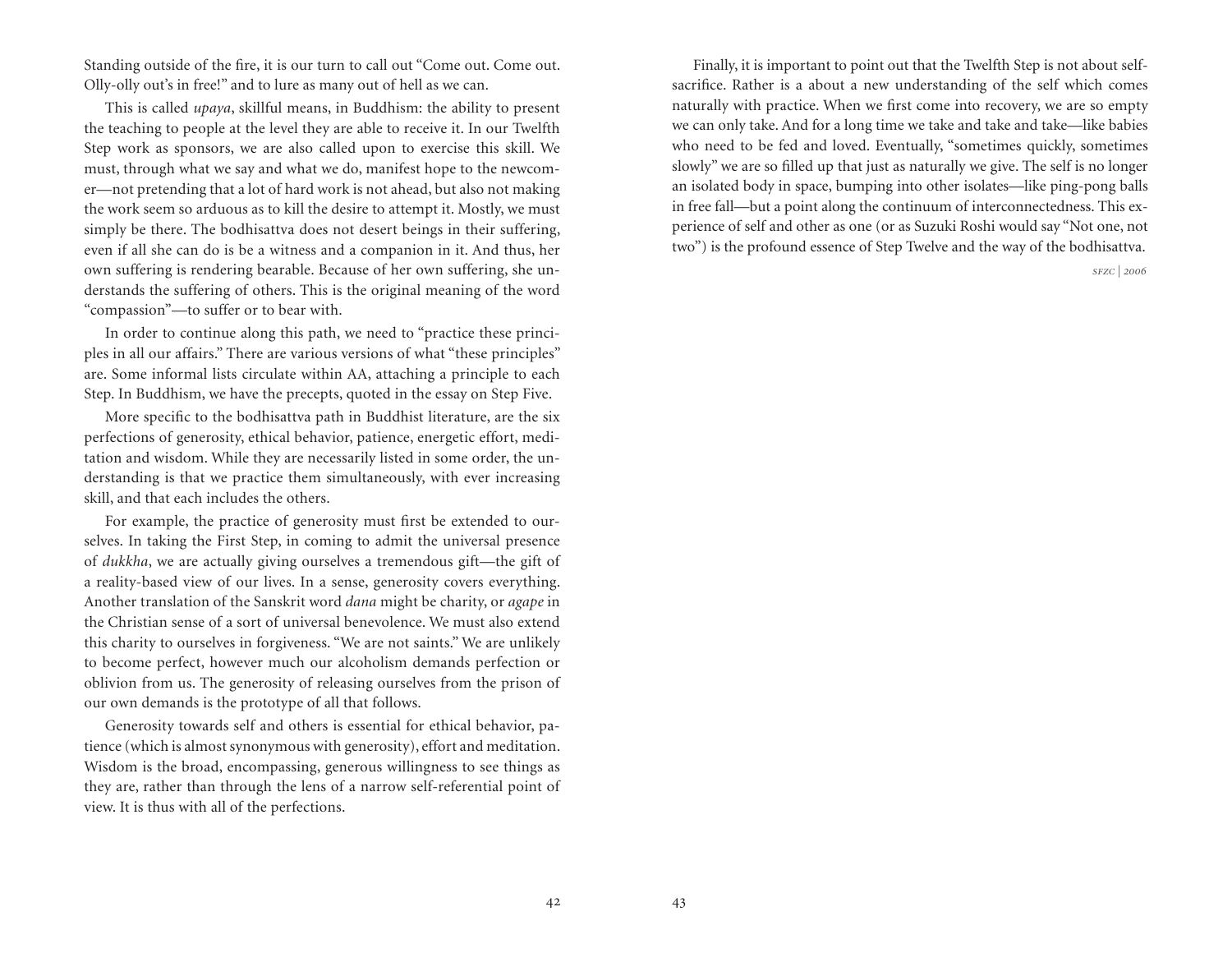Standing outside of the fire, it is our turn to call out "Come out. Come out. Olly-olly out's in free!" and to lure as many out of hell as we can.

This is called *upaya*, skillful means, in Buddhism: the ability to present the teaching to people at the level they are able to receive it. In our Twelfth Step work as sponsors, we are also called upon to exercise this skill. We must, through what we say and what we do, manifest hope to the newcomer—not pretending that a lot of hard work is not ahead, but also not making the work seem so arduous as to kill the desire to attempt it. Mostly, we must simply be there. The bodhisattva does not desert beings in their suffering, even if all she can do is be a witness and a companion in it. And thus, her own suffering is rendering bearable. Because of her own suffering, she understands the suffering of others. This is the original meaning of the word "compassion"—to suffer or to bear with.

In order to continue along this path, we need to "practice these principles in all our affairs." There are various versions of what "these principles" are. Some informal lists circulate within AA, attaching a principle to each Step. In Buddhism, we have the precepts, quoted in the essay on Step Five.

More specific to the bodhisattva path in Buddhist literature, are the six perfections of generosity, ethical behavior, patience, energetic effort, meditation and wisdom. While they are necessarily listed in some order, the understanding is that we practice them simultaneously, with ever increasing skill, and that each includes the others.

For example, the practice of generosity must first be extended to ourselves. In taking the First Step, in coming to admit the universal presence of *dukkha*, we are actually giving ourselves a tremendous gift—the gift of a reality-based view of our lives. In a sense, generosity covers everything. Another translation of the Sanskrit word *dana* might be charity, or *agape* in the Christian sense of a sort of universal benevolence. We must also extend this charity to ourselves in forgiveness. "We are not saints." We are unlikely to become perfect, however much our alcoholism demands perfection or oblivion from us. The generosity of releasing ourselves from the prison of our own demands is the prototype of all that follows.

Generosity towards self and others is essential for ethical behavior, patience (which is almost synonymous with generosity), effort and meditation. Wisdom is the broad, encompassing, generous willingness to see things as they are, rather than through the lens of a narrow self-referential point of view. It is thus with all of the perfections.

Finally, it is important to point out that the Twelfth Step is not about self-sacrifice. Rather is a about a new understanding of the self which comes naturally with practice. When we first come into recovery, we are so empty we can only take. And for a long time we take and take and take—like babies who need to be fed and loved. Eventually, "sometimes quickly, sometimes slowly" we are so filled up that just as naturally we give. The self is no longer an isolated body in space, bumping into other isolates—like ping-pong balls in free fall—but a point along the continuum of interconnectedness. This experience of self and other as one (or as Suzuki Roshi would say "Not one, not two") is the profound essence of Step Twelve and the way of the bodhisattva.

*SFZC | 2006*